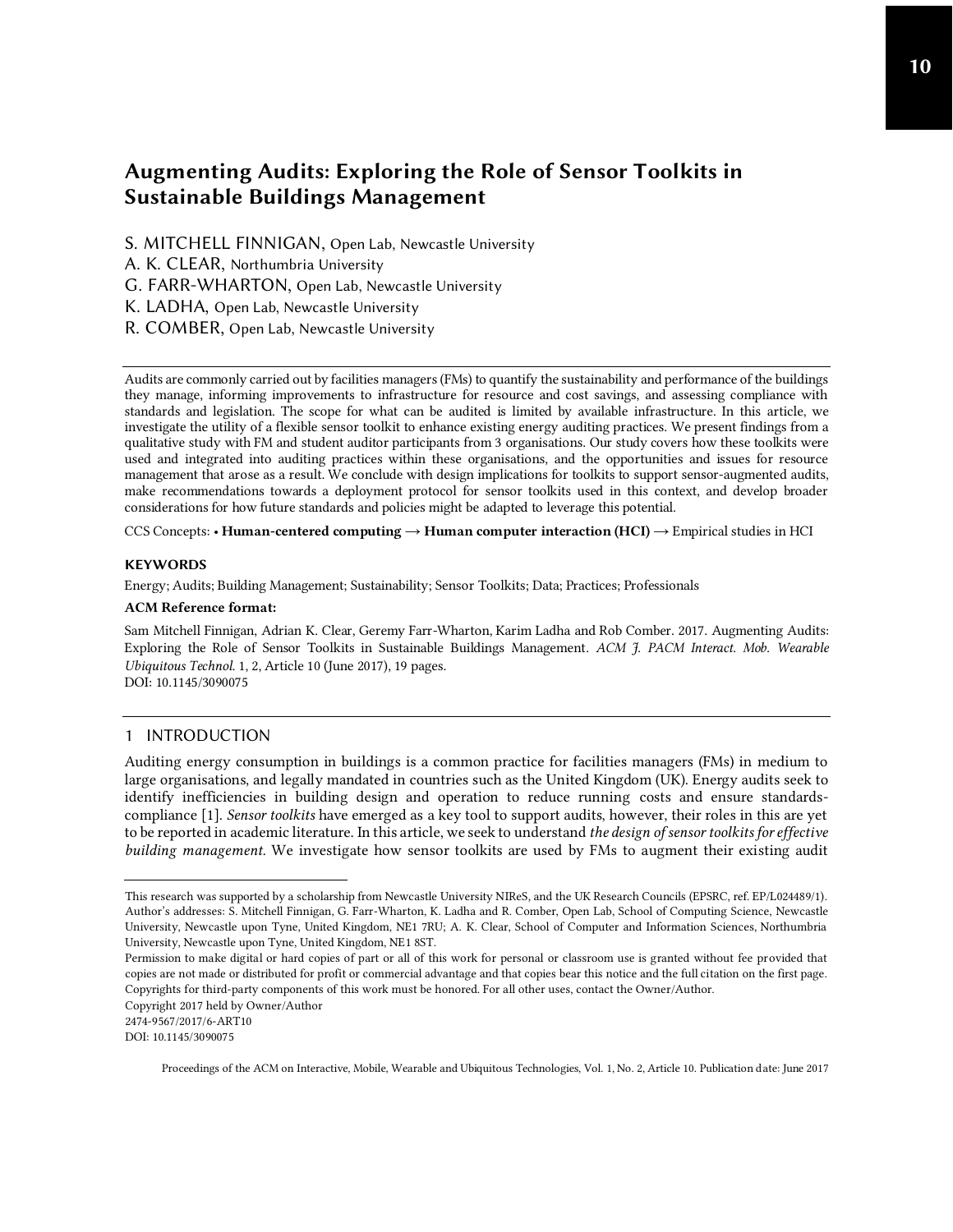# Augmenting Audits: Exploring the Role of Sensor Toolkits in Sustainable Buildings Management

S. MITCHELL FINNIGAN, Open Lab, Newcastle University
A. K. CLEAR, Northumbria University
G. FARR-WHARTON, Open Lab, Newcastle University
K. LADHA, Open Lab, Newcastle University
R. COMBER, Open Lab, Newcastle University

Audits are commonly carried out by facilities managers (FMs) to quantify the sustainability and performance of the buildings they manage, informing improvements to infrastructure for resource and cost savings, and assessing compliance with standards and legislation. The scope for what can be audited is limited by available infrastructure. In this article, we investigate the utility of a flexible sensor toolkit to enhance existing energy auditing practices. We present findings from a qualitative study with FM and student auditor participants from 3 organisations. Our study covers how these toolkits were used and integrated into auditing practices within these organisations, and the opportunities and issues for resource management that arose as a result. We conclude with design implications for toolkits to support sensor-augmented audits, make recommendations towards a deployment protocol for sensor toolkits used in this context, and develop broader considerations for how future standards and policies might be adapted to leverage this potential.

CCS Concepts: • **Human-centered computing → Human computer interaction (HCI)** → Empirical studies in HCI

**KEYWORDS**

Energy; Audits; Building Management; Sustainability; Sensor Toolkits; Data; Practices; Professionals

**ACM Reference format:**

Sam Mitchell Finnigan, Adrian K. Clear, Geremy Farr-Wharton, Karim Ladha and Rob Comber. 2017. Augmenting Audits: Exploring the Role of Sensor Toolkits in Sustainable Buildings Management. *ACM J. PACM Interact. Mob. Wearable Ubiquitous Technol.* 1, 2, Article 10 (June 2017), 19 pages.
DOI: 10.1145/3090075

## 1 INTRODUCTION

Auditing energy consumption in buildings is a common practice for facilities managers (FMs) in medium to large organisations, and legally mandated in countries such as the United Kingdom (UK). Energy audits seek to identify inefficiencies in building design and operation to reduce running costs and ensure standards-compliance [1]. *Sensor toolkits* have emerged as a key tool to support audits, however, their roles in this are yet to be reported in academic literature. In this article, we seek to understand *the design of sensor toolkits for effective building management.* We investigate how sensor toolkits are used by FMs to augment their existing audit

---

This research was supported by a scholarship from Newcastle University NIReS, and the UK Research Councils (EPSRC, ref. EP/L024489/1). Author's addresses: S. Mitchell Finnigan, G. Farr-Wharton, K. Ladha and R. Comber, Open Lab, School of Computing Science, Newcastle University, Newcastle upon Tyne, United Kingdom, NE1 7RU; A. K. Clear, School of Computer and Information Sciences, Northumbria University, Newcastle upon Tyne, United Kingdom, NE1 8ST.

Permission to make digital or hard copies of part or all of this work for personal or classroom use is granted without fee provided that copies are not made or distributed for profit or commercial advantage and that copies bear this notice and the full citation on the first page. Copyrights for third-party components of this work must be honored. For all other uses, contact the Owner/Author.

Copyright 2017 held by Owner/Author
2474-9567/2017/6-ART10
DOI: 10.1145/3090075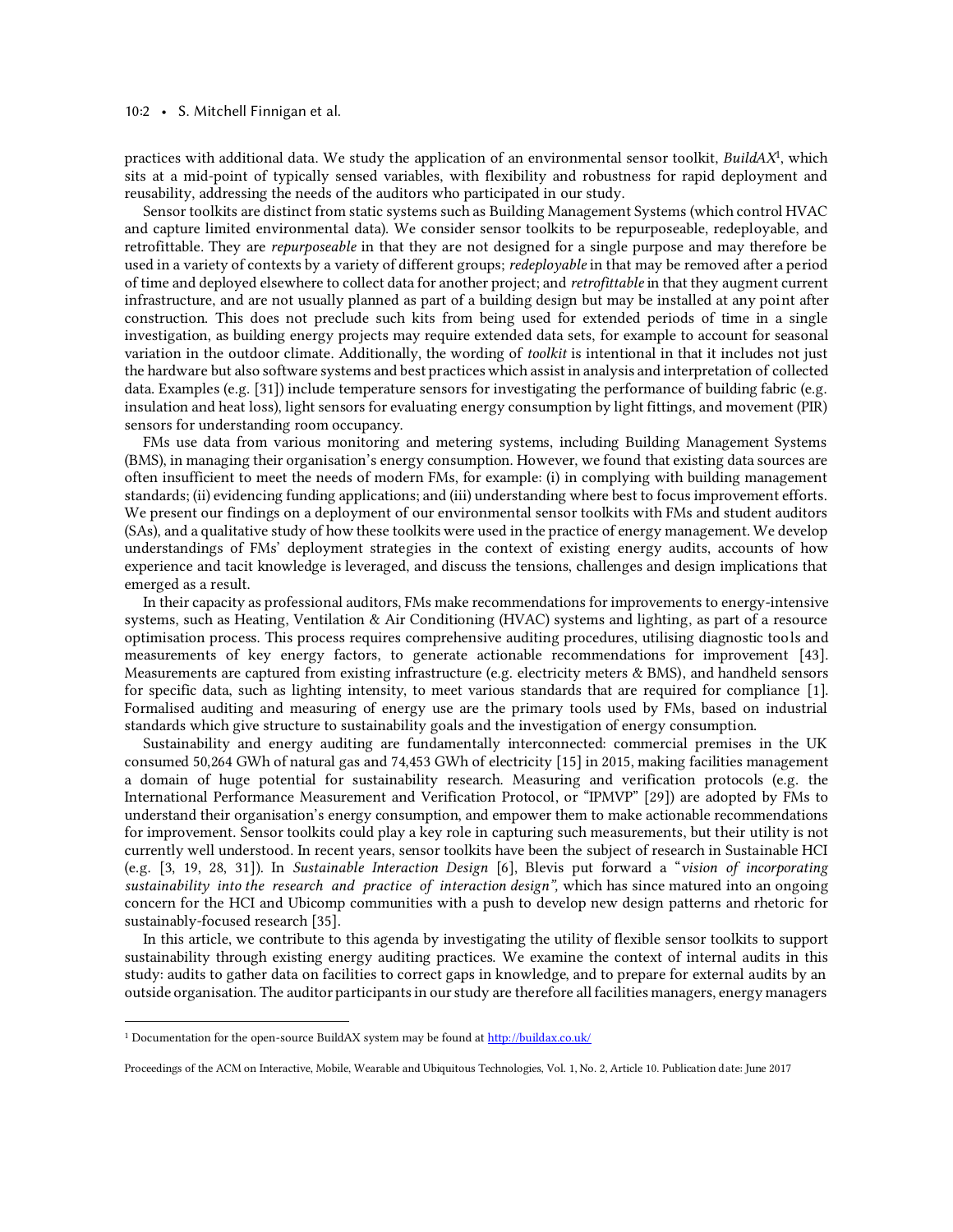practices with additional data. We study the application of an environmental sensor toolkit, *BuildAX*[1], which sits at a mid-point of typically sensed variables, with flexibility and robustness for rapid deployment and reusability, addressing the needs of the auditors who participated in our study.

Sensor toolkits are distinct from static systems such as Building Management Systems (which control HVAC and capture limited environmental data). We consider sensor toolkits to be repurposeable, redeployable, and retrofittable. They are *repurposeable* in that they are not designed for a single purpose and may therefore be used in a variety of contexts by a variety of different groups; *redeployable* in that may be removed after a period of time and deployed elsewhere to collect data for another project; and *retrofittable* in that they augment current infrastructure, and are not usually planned as part of a building design but may be installed at any point after construction. This does not preclude such kits from being used for extended periods of time in a single investigation, as building energy projects may require extended data sets, for example to account for seasonal variation in the outdoor climate. Additionally, the wording of *toolkit* is intentional in that it includes not just the hardware but also software systems and best practices which assist in analysis and interpretation of collected data. Examples (e.g. [31]) include temperature sensors for investigating the performance of building fabric (e.g. insulation and heat loss), light sensors for evaluating energy consumption by light fittings, and movement (PIR) sensors for understanding room occupancy.

FMs use data from various monitoring and metering systems, including Building Management Systems (BMS), in managing their organisation's energy consumption. However, we found that existing data sources are often insufficient to meet the needs of modern FMs, for example: (i) in complying with building management standards; (ii) evidencing funding applications; and (iii) understanding where best to focus improvement efforts. We present our findings on a deployment of our environmental sensor toolkits with FMs and student auditors (SAs), and a qualitative study of how these toolkits were used in the practice of energy management. We develop understandings of FMs' deployment strategies in the context of existing energy audits, accounts of how experience and tacit knowledge is leveraged, and discuss the tensions, challenges and design implications that emerged as a result.

In their capacity as professional auditors, FMs make recommendations for improvements to energy-intensive systems, such as Heating, Ventilation & Air Conditioning (HVAC) systems and lighting, as part of a resource optimisation process. This process requires comprehensive auditing procedures, utilising diagnostic tools and measurements of key energy factors, to generate actionable recommendations for improvement [43]. Measurements are captured from existing infrastructure (e.g. electricity meters & BMS), and handheld sensors for specific data, such as lighting intensity, to meet various standards that are required for compliance [1]. Formalised auditing and measuring of energy use are the primary tools used by FMs, based on industrial standards which give structure to sustainability goals and the investigation of energy consumption.

Sustainability and energy auditing are fundamentally interconnected: commercial premises in the UK consumed 50,264 GWh of natural gas and 74,453 GWh of electricity [15] in 2015, making facilities management a domain of huge potential for sustainability research. Measuring and verification protocols (e.g. the International Performance Measurement and Verification Protocol, or "IPMVP" [29]) are adopted by FMs to understand their organisation's energy consumption, and empower them to make actionable recommendations for improvement. Sensor toolkits could play a key role in capturing such measurements, but their utility is not currently well understood. In recent years, sensor toolkits have been the subject of research in Sustainable HCI (e.g. [3, 19, 28, 31]). In *Sustainable Interaction Design* [6], Blevis put forward a "*vision of incorporating sustainability into the research and practice of interaction design",* which has since matured into an ongoing concern for the HCI and Ubicomp communities with a push to develop new design patterns and rhetoric for sustainably-focused research [35].

In this article, we contribute to this agenda by investigating the utility of flexible sensor toolkits to support sustainability through existing energy auditing practices. We examine the context of internal audits in this study: audits to gather data on facilities to correct gaps in knowledge, and to prepare for external audits by an outside organisation. The auditor participants in our study are therefore all facilities managers, energy managers

---

[1] Documentation for the open-source BuildAX system may be found at http://buildax.co.uk/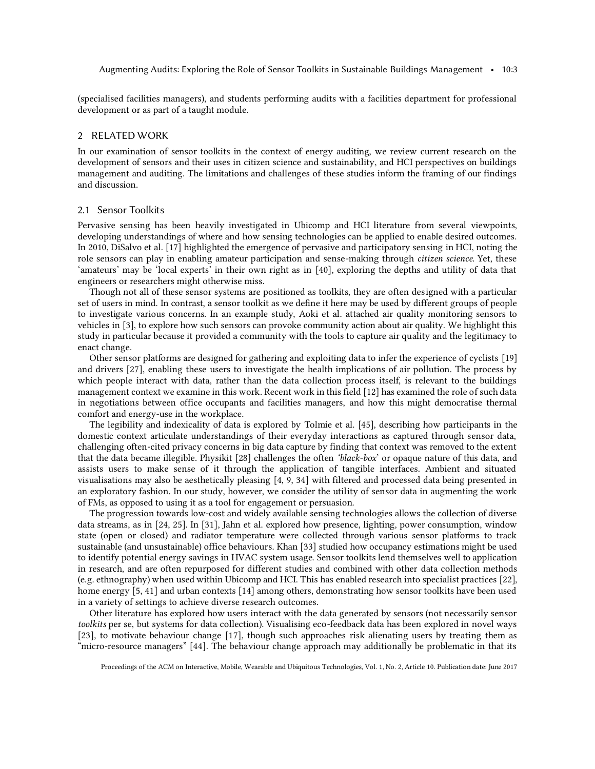(specialised facilities managers), and students performing audits with a facilities department for professional development or as part of a taught module.

## 2 RELATED WORK

In our examination of sensor toolkits in the context of energy auditing, we review current research on the development of sensors and their uses in citizen science and sustainability, and HCI perspectives on buildings management and auditing. The limitations and challenges of these studies inform the framing of our findings and discussion.

### 2.1 Sensor Toolkits

Pervasive sensing has been heavily investigated in Ubicomp and HCI literature from several viewpoints, developing understandings of where and how sensing technologies can be applied to enable desired outcomes. In 2010, DiSalvo et al. [17] highlighted the emergence of pervasive and participatory sensing in HCI, noting the role sensors can play in enabling amateur participation and sense-making through *citizen science*. Yet, these 'amateurs' may be 'local experts' in their own right as in [40], exploring the depths and utility of data that engineers or researchers might otherwise miss.

Though not all of these sensor systems are positioned as toolkits, they are often designed with a particular set of users in mind. In contrast, a sensor toolkit as we define it here may be used by different groups of people to investigate various concerns. In an example study, Aoki et al. attached air quality monitoring sensors to vehicles in [3], to explore how such sensors can provoke community action about air quality. We highlight this study in particular because it provided a community with the tools to capture air quality and the legitimacy to enact change.

Other sensor platforms are designed for gathering and exploiting data to infer the experience of cyclists [19] and drivers [27], enabling these users to investigate the health implications of air pollution. The process by which people interact with data, rather than the data collection process itself, is relevant to the buildings management context we examine in this work. Recent work in this field [12] has examined the role of such data in negotiations between office occupants and facilities managers, and how this might democratise thermal comfort and energy-use in the workplace.

The legibility and indexicality of data is explored by Tolmie et al. [45], describing how participants in the domestic context articulate understandings of their everyday interactions as captured through sensor data, challenging often-cited privacy concerns in big data capture by finding that context was removed to the extent that the data became illegible. Physikit [28] challenges the often *'black-box'* or opaque nature of this data, and assists users to make sense of it through the application of tangible interfaces. Ambient and situated visualisations may also be aesthetically pleasing [4, 9, 34] with filtered and processed data being presented in an exploratory fashion. In our study, however, we consider the utility of sensor data in augmenting the work of FMs, as opposed to using it as a tool for engagement or persuasion.

The progression towards low-cost and widely available sensing technologies allows the collection of diverse data streams, as in [24, 25]. In [31], Jahn et al. explored how presence, lighting, power consumption, window state (open or closed) and radiator temperature were collected through various sensor platforms to track sustainable (and unsustainable) office behaviours. Khan [33] studied how occupancy estimations might be used to identify potential energy savings in HVAC system usage. Sensor toolkits lend themselves well to application in research, and are often repurposed for different studies and combined with other data collection methods (e.g. ethnography) when used within Ubicomp and HCI. This has enabled research into specialist practices [22], home energy [5, 41] and urban contexts [14] among others, demonstrating how sensor toolkits have been used in a variety of settings to achieve diverse research outcomes.

Other literature has explored how users interact with the data generated by sensors (not necessarily sensor *toolkits* per se, but systems for data collection). Visualising eco-feedback data has been explored in novel ways [23], to motivate behaviour change [17], though such approaches risk alienating users by treating them as "micro-resource managers" [44]. The behaviour change approach may additionally be problematic in that its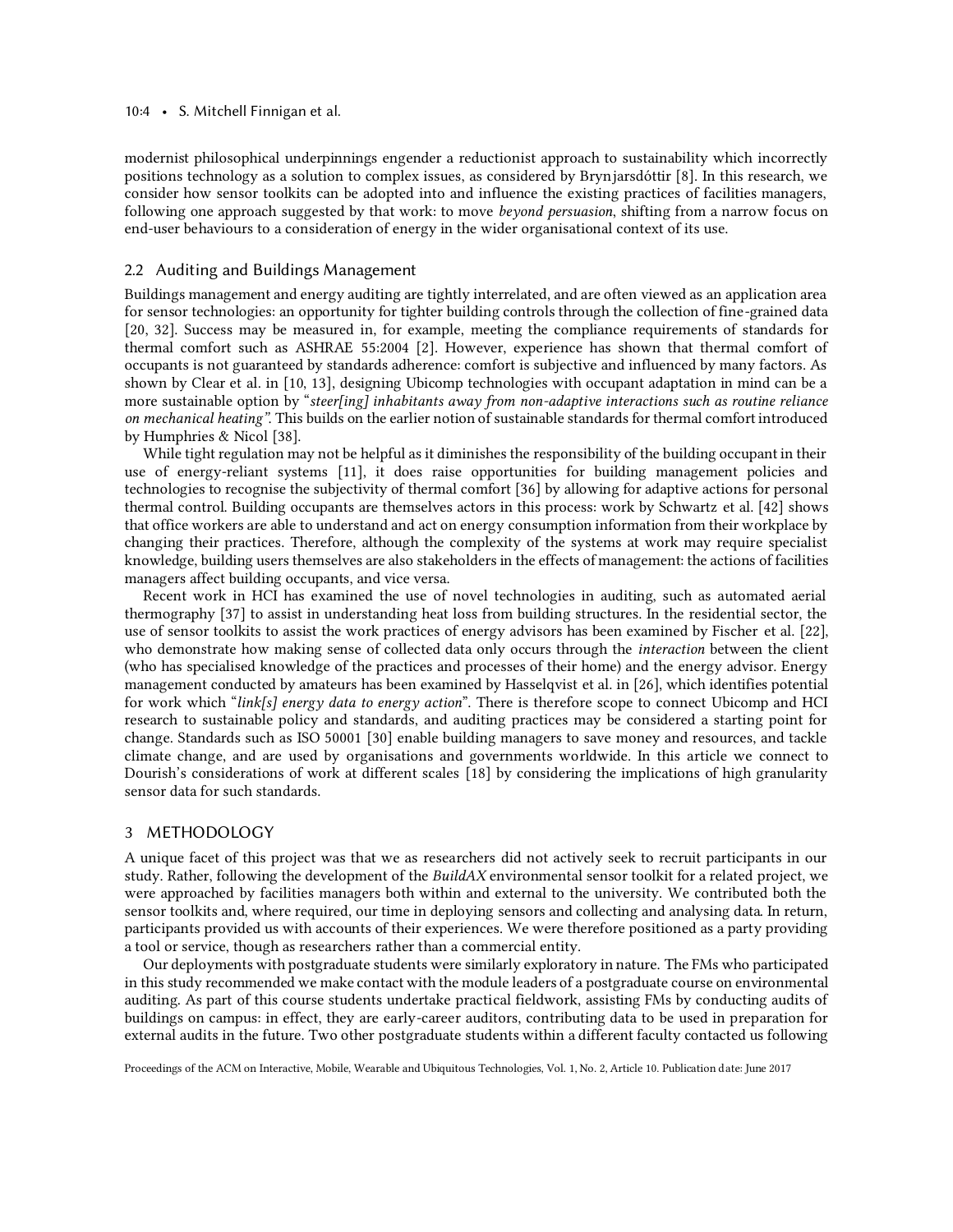modernist philosophical underpinnings engender a reductionist approach to sustainability which incorrectly positions technology as a solution to complex issues, as considered by Brynjarsdóttir [8]. In this research, we consider how sensor toolkits can be adopted into and influence the existing practices of facilities managers, following one approach suggested by that work: to move *beyond persuasion*, shifting from a narrow focus on end-user behaviours to a consideration of energy in the wider organisational context of its use.

### 2.2 Auditing and Buildings Management

Buildings management and energy auditing are tightly interrelated, and are often viewed as an application area for sensor technologies: an opportunity for tighter building controls through the collection of fine-grained data [20, 32]. Success may be measured in, for example, meeting the compliance requirements of standards for thermal comfort such as ASHRAE 55:2004 [2]. However, experience has shown that thermal comfort of occupants is not guaranteed by standards adherence: comfort is subjective and influenced by many factors. As shown by Clear et al. in [10, 13], designing Ubicomp technologies with occupant adaptation in mind can be a more sustainable option by "*steer[ing] inhabitants away from non-adaptive interactions such as routine reliance on mechanical heating*". This builds on the earlier notion of sustainable standards for thermal comfort introduced by Humphries & Nicol [38].

While tight regulation may not be helpful as it diminishes the responsibility of the building occupant in their use of energy-reliant systems [11], it does raise opportunities for building management policies and technologies to recognise the subjectivity of thermal comfort [36] by allowing for adaptive actions for personal thermal control. Building occupants are themselves actors in this process: work by Schwartz et al. [42] shows that office workers are able to understand and act on energy consumption information from their workplace by changing their practices. Therefore, although the complexity of the systems at work may require specialist knowledge, building users themselves are also stakeholders in the effects of management: the actions of facilities managers affect building occupants, and vice versa.

Recent work in HCI has examined the use of novel technologies in auditing, such as automated aerial thermography [37] to assist in understanding heat loss from building structures. In the residential sector, the use of sensor toolkits to assist the work practices of energy advisors has been examined by Fischer et al. [22], who demonstrate how making sense of collected data only occurs through the *interaction* between the client (who has specialised knowledge of the practices and processes of their home) and the energy advisor. Energy management conducted by amateurs has been examined by Hasselqvist et al. in [26], which identifies potential for work which "*link[s] energy data to energy action*". There is therefore scope to connect Ubicomp and HCI research to sustainable policy and standards, and auditing practices may be considered a starting point for change. Standards such as ISO 50001 [30] enable building managers to save money and resources, and tackle climate change, and are used by organisations and governments worldwide. In this article we connect to Dourish's considerations of work at different scales [18] by considering the implications of high granularity sensor data for such standards.

## 3 METHODOLOGY

A unique facet of this project was that we as researchers did not actively seek to recruit participants in our study. Rather, following the development of the *BuildAX* environmental sensor toolkit for a related project, we were approached by facilities managers both within and external to the university. We contributed both the sensor toolkits and, where required, our time in deploying sensors and collecting and analysing data. In return, participants provided us with accounts of their experiences. We were therefore positioned as a party providing a tool or service, though as researchers rather than a commercial entity.

Our deployments with postgraduate students were similarly exploratory in nature. The FMs who participated in this study recommended we make contact with the module leaders of a postgraduate course on environmental auditing. As part of this course students undertake practical fieldwork, assisting FMs by conducting audits of buildings on campus: in effect, they are early-career auditors, contributing data to be used in preparation for external audits in the future. Two other postgraduate students within a different faculty contacted us following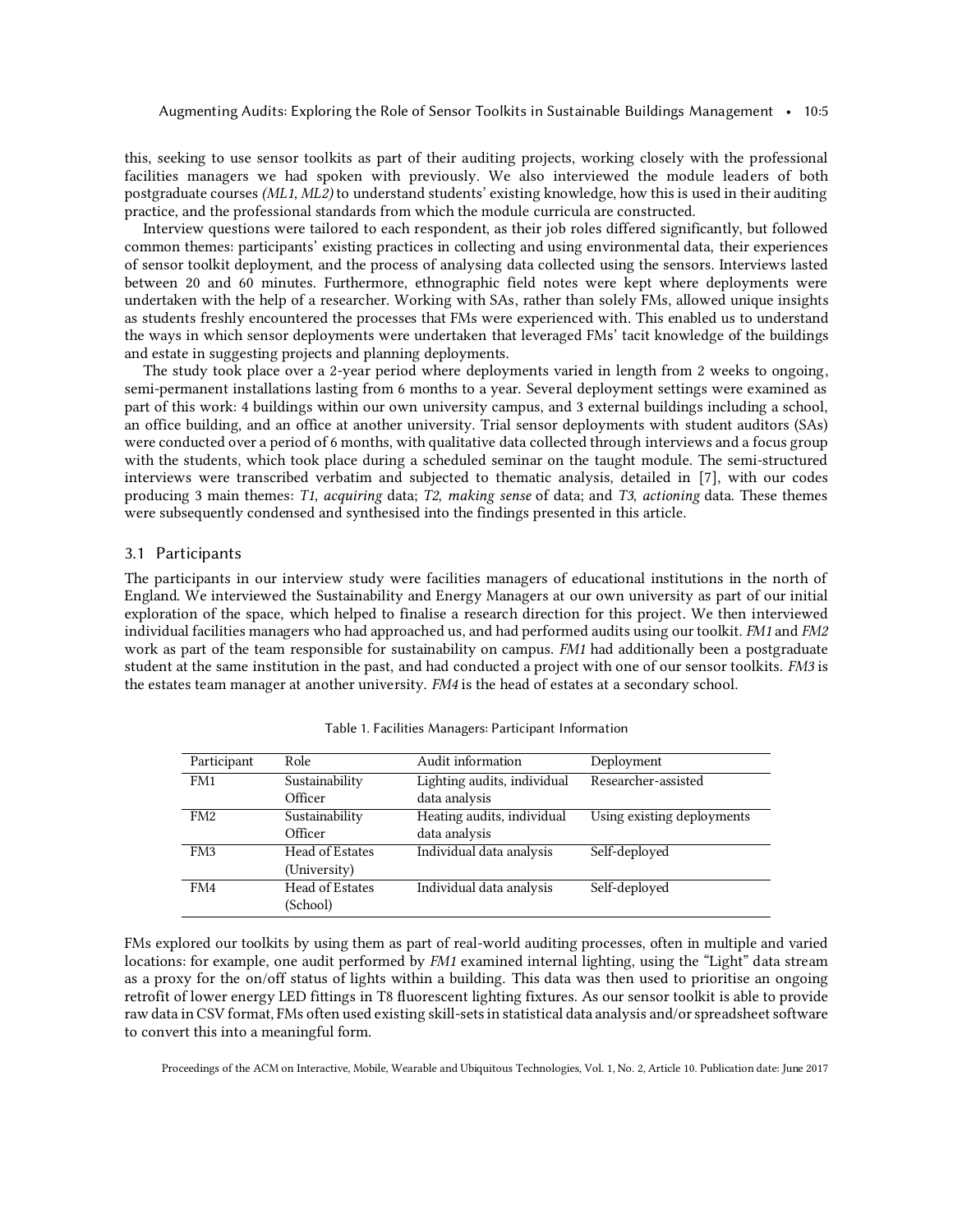this, seeking to use sensor toolkits as part of their auditing projects, working closely with the professional facilities managers we had spoken with previously. We also interviewed the module leaders of both postgraduate courses *(ML1, ML2)* to understand students' existing knowledge, how this is used in their auditing practice, and the professional standards from which the module curricula are constructed.

Interview questions were tailored to each respondent, as their job roles differed significantly, but followed common themes: participants' existing practices in collecting and using environmental data, their experiences of sensor toolkit deployment, and the process of analysing data collected using the sensors. Interviews lasted between 20 and 60 minutes. Furthermore, ethnographic field notes were kept where deployments were undertaken with the help of a researcher. Working with SAs, rather than solely FMs, allowed unique insights as students freshly encountered the processes that FMs were experienced with. This enabled us to understand the ways in which sensor deployments were undertaken that leveraged FMs' tacit knowledge of the buildings and estate in suggesting projects and planning deployments.

The study took place over a 2-year period where deployments varied in length from 2 weeks to ongoing, semi-permanent installations lasting from 6 months to a year. Several deployment settings were examined as part of this work: 4 buildings within our own university campus, and 3 external buildings including a school, an office building, and an office at another university. Trial sensor deployments with student auditors (SAs) were conducted over a period of 6 months, with qualitative data collected through interviews and a focus group with the students, which took place during a scheduled seminar on the taught module. The semi-structured interviews were transcribed verbatim and subjected to thematic analysis, detailed in [7], with our codes producing 3 main themes: *T1*, *acquiring* data; *T2*, *making sense* of data; and *T3*, *actioning* data. These themes were subsequently condensed and synthesised into the findings presented in this article.

## 3.1 Participants

The participants in our interview study were facilities managers of educational institutions in the north of England. We interviewed the Sustainability and Energy Managers at our own university as part of our initial exploration of the space, which helped to finalise a research direction for this project. We then interviewed individual facilities managers who had approached us, and had performed audits using our toolkit. *FM1* and *FM2* work as part of the team responsible for sustainability on campus. *FM1* had additionally been a postgraduate student at the same institution in the past, and had conducted a project with one of our sensor toolkits. *FM3* is the estates team manager at another university. *FM4* is the head of estates at a secondary school.

Table 1. Facilities Managers: Participant Information

| Participant | Role | Audit information | Deployment |
|---|---|---|---|
| FM1 | Sustainability Officer | Lighting audits, individual data analysis | Researcher-assisted |
| FM2 | Sustainability Officer | Heating audits, individual data analysis | Using existing deployments |
| FM3 | Head of Estates (University) | Individual data analysis | Self-deployed |
| FM4 | Head of Estates (School) | Individual data analysis | Self-deployed |

FMs explored our toolkits by using them as part of real-world auditing processes, often in multiple and varied locations: for example, one audit performed by *FM1* examined internal lighting, using the "Light" data stream as a proxy for the on/off status of lights within a building. This data was then used to prioritise an ongoing retrofit of lower energy LED fittings in T8 fluorescent lighting fixtures. As our sensor toolkit is able to provide raw data in CSV format, FMs often used existing skill-sets in statistical data analysis and/or spreadsheet software to convert this into a meaningful form.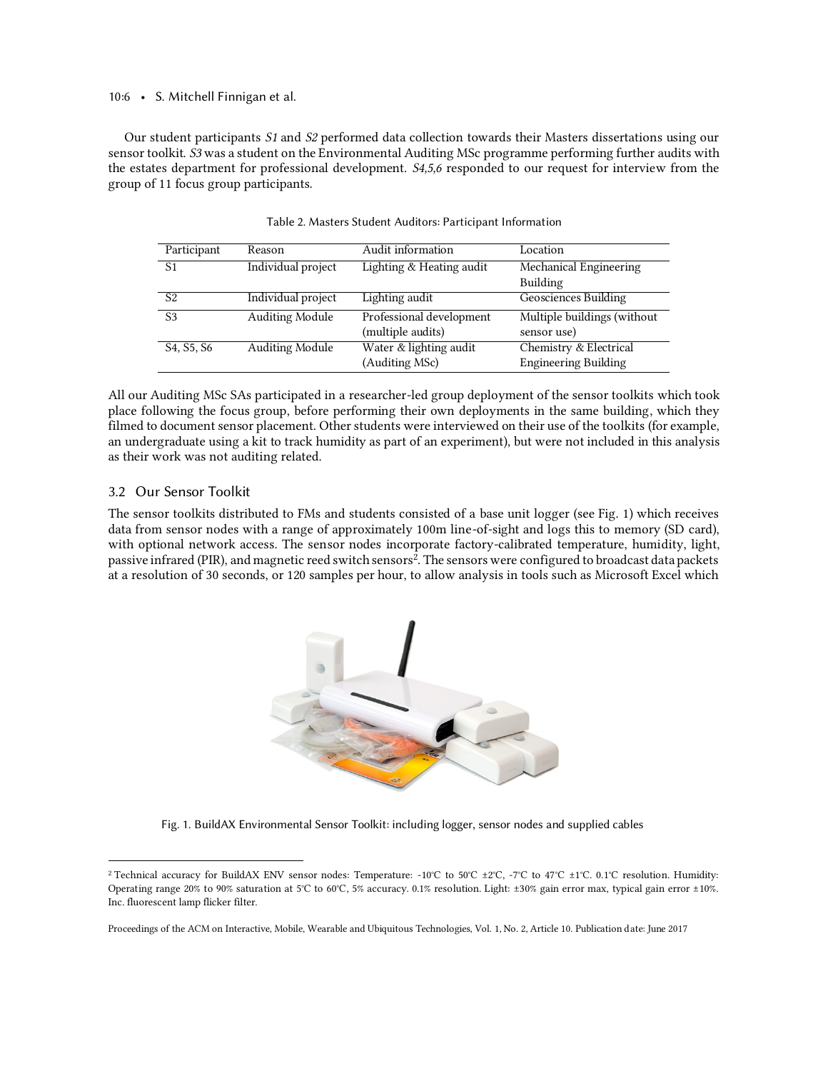Our student participants *S1* and *S2* performed data collection towards their Masters dissertations using our sensor toolkit. *S3* was a student on the Environmental Auditing MSc programme performing further audits with the estates department for professional development. *S4,5,6* responded to our request for interview from the group of 11 focus group participants.

Table 2. Masters Student Auditors: Participant Information

| Participant | Reason | Audit information | Location |
|---|---|---|---|
| S1 | Individual project | Lighting & Heating audit | Mechanical Engineering Building |
| S2 | Individual project | Lighting audit | Geosciences Building |
| S3 | Auditing Module | Professional development (multiple audits) | Multiple buildings (without sensor use) |
| S4, S5, S6 | Auditing Module | Water & lighting audit (Auditing MSc) | Chemistry & Electrical Engineering Building |

All our Auditing MSc SAs participated in a researcher-led group deployment of the sensor toolkits which took place following the focus group, before performing their own deployments in the same building, which they filmed to document sensor placement. Other students were interviewed on their use of the toolkits (for example, an undergraduate using a kit to track humidity as part of an experiment), but were not included in this analysis as their work was not auditing related.

## 3.2 Our Sensor Toolkit

The sensor toolkits distributed to FMs and students consisted of a base unit logger (see Fig. 1) which receives data from sensor nodes with a range of approximately 100m line-of-sight and logs this to memory (SD card), with optional network access. The sensor nodes incorporate factory-calibrated temperature, humidity, light, passive infrared (PIR), and magnetic reed switch sensors[2]. The sensors were configured to broadcast data packets at a resolution of 30 seconds, or 120 samples per hour, to allow analysis in tools such as Microsoft Excel which

Fig. 1. BuildAX Environmental Sensor Toolkit: including logger, sensor nodes and supplied cables

[2] Technical accuracy for BuildAX ENV sensor nodes: Temperature: -10°C to 50°C ±2°C, -7°C to 47°C ±1°C. 0.1°C resolution. Humidity: Operating range 20% to 90% saturation at 5°C to 60°C, 5% accuracy. 0.1% resolution. Light: ±30% gain error max, typical gain error ±10%. Inc. fluorescent lamp flicker filter.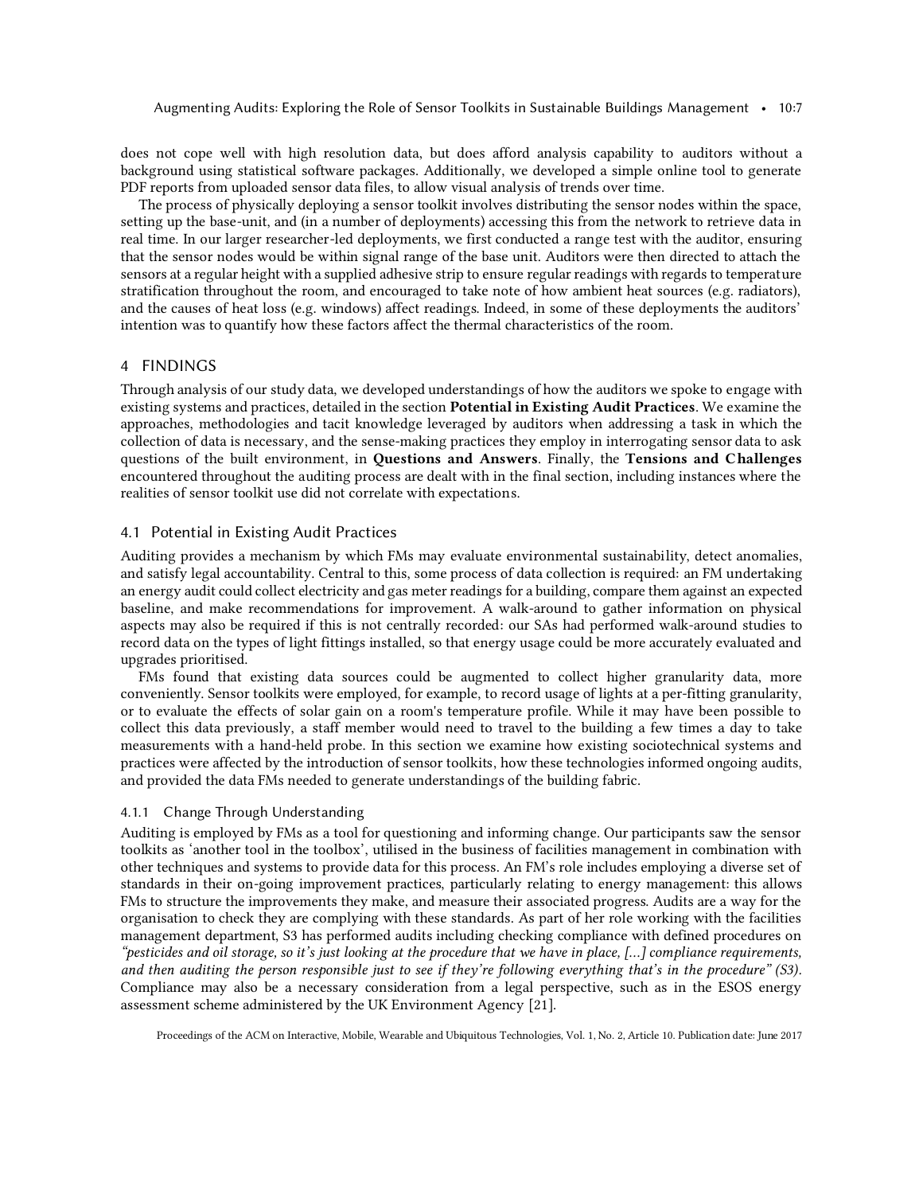does not cope well with high resolution data, but does afford analysis capability to auditors without a background using statistical software packages. Additionally, we developed a simple online tool to generate PDF reports from uploaded sensor data files, to allow visual analysis of trends over time.

The process of physically deploying a sensor toolkit involves distributing the sensor nodes within the space, setting up the base-unit, and (in a number of deployments) accessing this from the network to retrieve data in real time. In our larger researcher-led deployments, we first conducted a range test with the auditor, ensuring that the sensor nodes would be within signal range of the base unit. Auditors were then directed to attach the sensors at a regular height with a supplied adhesive strip to ensure regular readings with regards to temperature stratification throughout the room, and encouraged to take note of how ambient heat sources (e.g. radiators), and the causes of heat loss (e.g. windows) affect readings. Indeed, in some of these deployments the auditors' intention was to quantify how these factors affect the thermal characteristics of the room.

## 4 FINDINGS

Through analysis of our study data, we developed understandings of how the auditors we spoke to engage with existing systems and practices, detailed in the section **Potential in Existing Audit Practices**. We examine the approaches, methodologies and tacit knowledge leveraged by auditors when addressing a task in which the collection of data is necessary, and the sense-making practices they employ in interrogating sensor data to ask questions of the built environment, in **Questions and Answers**. Finally, the **Tensions and Challenges** encountered throughout the auditing process are dealt with in the final section, including instances where the realities of sensor toolkit use did not correlate with expectations.

### 4.1 Potential in Existing Audit Practices

Auditing provides a mechanism by which FMs may evaluate environmental sustainability, detect anomalies, and satisfy legal accountability. Central to this, some process of data collection is required: an FM undertaking an energy audit could collect electricity and gas meter readings for a building, compare them against an expected baseline, and make recommendations for improvement. A walk-around to gather information on physical aspects may also be required if this is not centrally recorded: our SAs had performed walk-around studies to record data on the types of light fittings installed, so that energy usage could be more accurately evaluated and upgrades prioritised.

FMs found that existing data sources could be augmented to collect higher granularity data, more conveniently. Sensor toolkits were employed, for example, to record usage of lights at a per-fitting granularity, or to evaluate the effects of solar gain on a room's temperature profile. While it may have been possible to collect this data previously, a staff member would need to travel to the building a few times a day to take measurements with a hand-held probe. In this section we examine how existing sociotechnical systems and practices were affected by the introduction of sensor toolkits, how these technologies informed ongoing audits, and provided the data FMs needed to generate understandings of the building fabric.

#### 4.1.1 Change Through Understanding

Auditing is employed by FMs as a tool for questioning and informing change. Our participants saw the sensor toolkits as 'another tool in the toolbox', utilised in the business of facilities management in combination with other techniques and systems to provide data for this process. An FM's role includes employing a diverse set of standards in their on-going improvement practices, particularly relating to energy management: this allows FMs to structure the improvements they make, and measure their associated progress. Audits are a way for the organisation to check they are complying with these standards. As part of her role working with the facilities management department, S3 has performed audits including checking compliance with defined procedures on *"pesticides and oil storage, so it's just looking at the procedure that we have in place, [...] compliance requirements, and then auditing the person responsible just to see if they're following everything that's in the procedure" (S3)*. Compliance may also be a necessary consideration from a legal perspective, such as in the ESOS energy assessment scheme administered by the UK Environment Agency [21].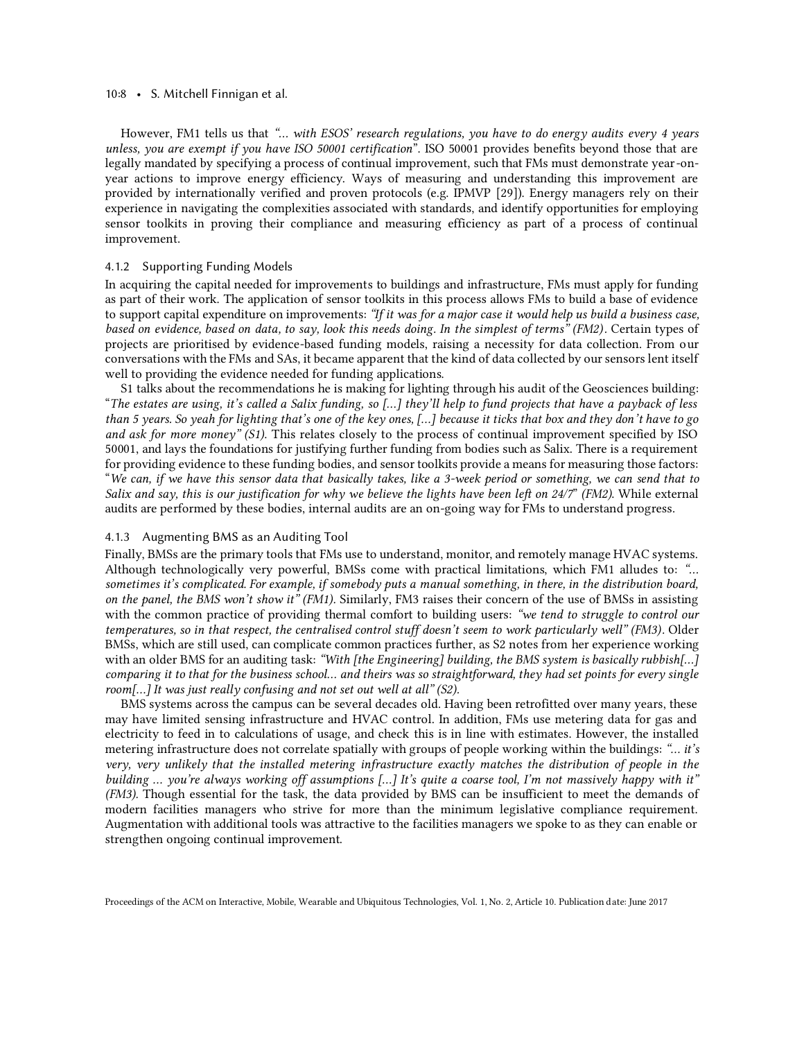However, FM1 tells us that *"... with ESOS' research regulations, you have to do energy audits every 4 years unless, you are exempt if you have ISO 50001 certification"*. ISO 50001 provides benefits beyond those that are legally mandated by specifying a process of continual improvement, such that FMs must demonstrate year-on-year actions to improve energy efficiency. Ways of measuring and understanding this improvement are provided by internationally verified and proven protocols (e.g. IPMVP [29]). Energy managers rely on their experience in navigating the complexities associated with standards, and identify opportunities for employing sensor toolkits in proving their compliance and measuring efficiency as part of a process of continual improvement.

#### 4.1.2 Supporting Funding Models

In acquiring the capital needed for improvements to buildings and infrastructure, FMs must apply for funding as part of their work. The application of sensor toolkits in this process allows FMs to build a base of evidence to support capital expenditure on improvements: *"If it was for a major case it would help us build a business case, based on evidence, based on data, to say, look this needs doing. In the simplest of terms" (FM2)*. Certain types of projects are prioritised by evidence-based funding models, raising a necessity for data collection. From our conversations with the FMs and SAs, it became apparent that the kind of data collected by our sensors lent itself well to providing the evidence needed for funding applications.

S1 talks about the recommendations he is making for lighting through his audit of the Geosciences building: "*The estates are using, it's called a Salix funding, so [...] they'll help to fund projects that have a payback of less than 5 years. So yeah for lighting that's one of the key ones, [...] because it ticks that box and they don't have to go and ask for more money" (S1).* This relates closely to the process of continual improvement specified by ISO 50001, and lays the foundations for justifying further funding from bodies such as Salix. There is a requirement for providing evidence to these funding bodies, and sensor toolkits provide a means for measuring those factors: "*We can, if we have this sensor data that basically takes, like a 3-week period or something, we can send that to Salix and say, this is our justification for why we believe the lights have been left on 24/7*" *(FM2).* While external audits are performed by these bodies, internal audits are an on-going way for FMs to understand progress.

#### 4.1.3 Augmenting BMS as an Auditing Tool

Finally, BMSs are the primary tools that FMs use to understand, monitor, and remotely manage HVAC systems. Although technologically very powerful, BMSs come with practical limitations, which FM1 alludes to: *"... sometimes it's complicated. For example, if somebody puts a manual something, in there, in the distribution board, on the panel, the BMS won't show it" (FM1).* Similarly, FM3 raises their concern of the use of BMSs in assisting with the common practice of providing thermal comfort to building users: *"we tend to struggle to control our temperatures, so in that respect, the centralised control stuff doesn't seem to work particularly well" (FM3)*. Older BMSs, which are still used, can complicate common practices further, as S2 notes from her experience working with an older BMS for an auditing task: *"With [the Engineering] building, the BMS system is basically rubbish[...] comparing it to that for the business school... and theirs was so straightforward, they had set points for every single room[...] It was just really confusing and not set out well at all" (S2).*

BMS systems across the campus can be several decades old. Having been retrofitted over many years, these may have limited sensing infrastructure and HVAC control. In addition, FMs use metering data for gas and electricity to feed in to calculations of usage, and check this is in line with estimates. However, the installed metering infrastructure does not correlate spatially with groups of people working within the buildings: *"... it's very, very unlikely that the installed metering infrastructure exactly matches the distribution of people in the building ... you're always working off assumptions [...] It's quite a coarse tool, I'm not massively happy with it" (FM3).* Though essential for the task, the data provided by BMS can be insufficient to meet the demands of modern facilities managers who strive for more than the minimum legislative compliance requirement. Augmentation with additional tools was attractive to the facilities managers we spoke to as they can enable or strengthen ongoing continual improvement.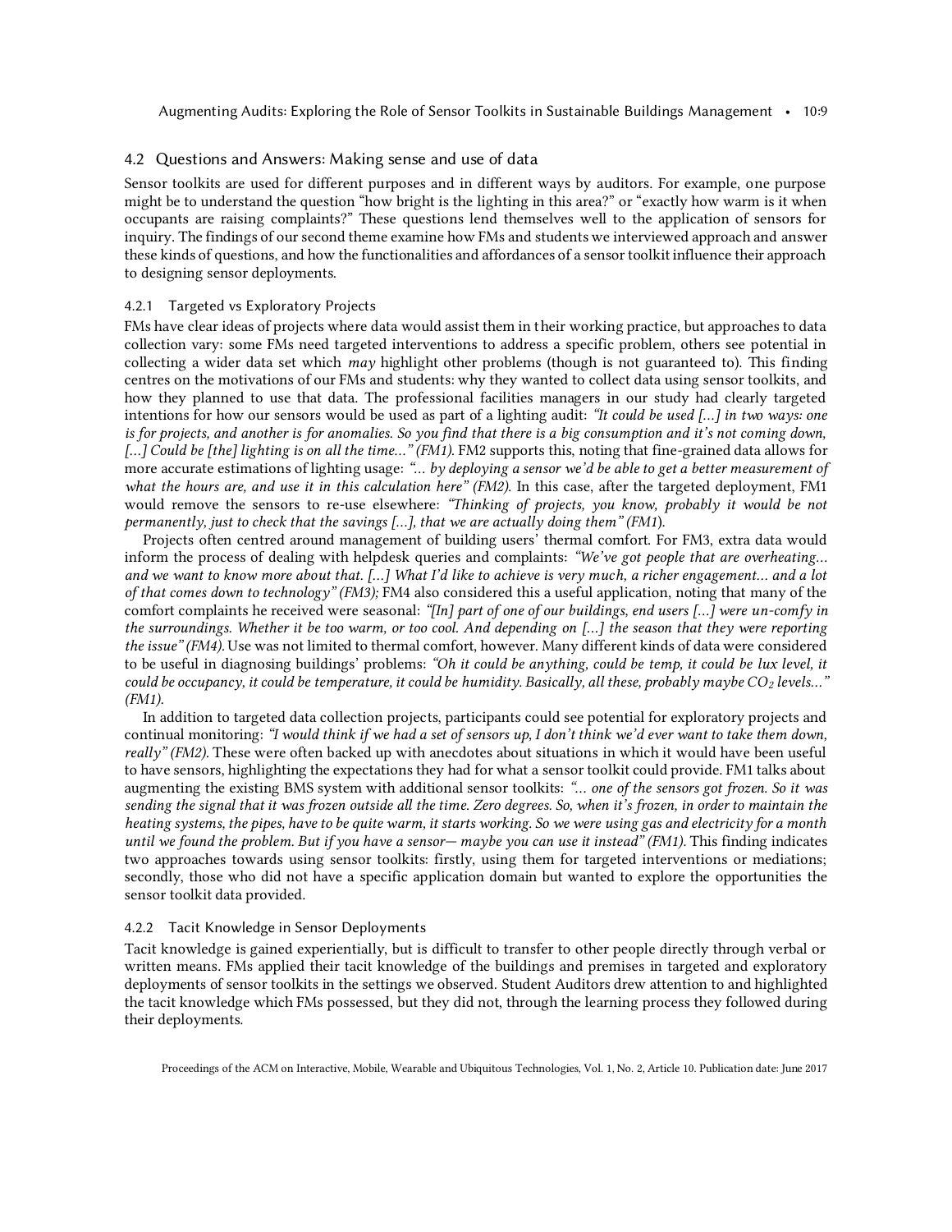## 4.2 Questions and Answers: Making sense and use of data

Sensor toolkits are used for different purposes and in different ways by auditors. For example, one purpose might be to understand the question "how bright is the lighting in this area?" or "exactly how warm is it when occupants are raising complaints?" These questions lend themselves well to the application of sensors for inquiry. The findings of our second theme examine how FMs and students we interviewed approach and answer these kinds of questions, and how the functionalities and affordances of a sensor toolkit influence their approach to designing sensor deployments.

### 4.2.1 Targeted vs Exploratory Projects

FMs have clear ideas of projects where data would assist them in their working practice, but approaches to data collection vary: some FMs need targeted interventions to address a specific problem, others see potential in collecting a wider data set which *may* highlight other problems (though is not guaranteed to). This finding centres on the motivations of our FMs and students: why they wanted to collect data using sensor toolkits, and how they planned to use that data. The professional facilities managers in our study had clearly targeted intentions for how our sensors would be used as part of a lighting audit: *"It could be used [...] in two ways: one is for projects, and another is for anomalies. So you find that there is a big consumption and it's not coming down, [...] Could be [the] lighting is on all the time..." (FM1).* FM2 supports this, noting that fine-grained data allows for more accurate estimations of lighting usage: *"... by deploying a sensor we'd be able to get a better measurement of what the hours are, and use it in this calculation here" (FM2).* In this case, after the targeted deployment, FM1 would remove the sensors to re-use elsewhere: *"Thinking of projects, you know, probably it would be not permanently, just to check that the savings [...], that we are actually doing them" (FM1).*

Projects often centred around management of building users' thermal comfort. For FM3, extra data would inform the process of dealing with helpdesk queries and complaints: *"We've got people that are overheating... and we want to know more about that. [...] What I'd like to achieve is very much, a richer engagement... and a lot of that comes down to technology" (FM3);* FM4 also considered this a useful application, noting that many of the comfort complaints he received were seasonal: *"[In] part of one of our buildings, end users [...] were un-comfy in the surroundings. Whether it be too warm, or too cool. And depending on [...] the season that they were reporting the issue" (FM4).* Use was not limited to thermal comfort, however. Many different kinds of data were considered to be useful in diagnosing buildings' problems: *"Oh it could be anything, could be temp, it could be lux level, it could be occupancy, it could be temperature, it could be humidity. Basically, all these, probably maybe $CO_2$ levels..." (FM1).*

In addition to targeted data collection projects, participants could see potential for exploratory projects and continual monitoring: *"I would think if we had a set of sensors up, I don't think we'd ever want to take them down, really" (FM2).* These were often backed up with anecdotes about situations in which it would have been useful to have sensors, highlighting the expectations they had for what a sensor toolkit could provide. FM1 talks about augmenting the existing BMS system with additional sensor toolkits: *"... one of the sensors got frozen. So it was sending the signal that it was frozen outside all the time. Zero degrees. So, when it's frozen, in order to maintain the heating systems, the pipes, have to be quite warm, it starts working. So we were using gas and electricity for a month until we found the problem. But if you have a sensor— maybe you can use it instead" (FM1).* This finding indicates two approaches towards using sensor toolkits: firstly, using them for targeted interventions or mediations; secondly, those who did not have a specific application domain but wanted to explore the opportunities the sensor toolkit data provided.

### 4.2.2 Tacit Knowledge in Sensor Deployments

Tacit knowledge is gained experientially, but is difficult to transfer to other people directly through verbal or written means. FMs applied their tacit knowledge of the buildings and premises in targeted and exploratory deployments of sensor toolkits in the settings we observed. Student Auditors drew attention to and highlighted the tacit knowledge which FMs possessed, but they did not, through the learning process they followed during their deployments.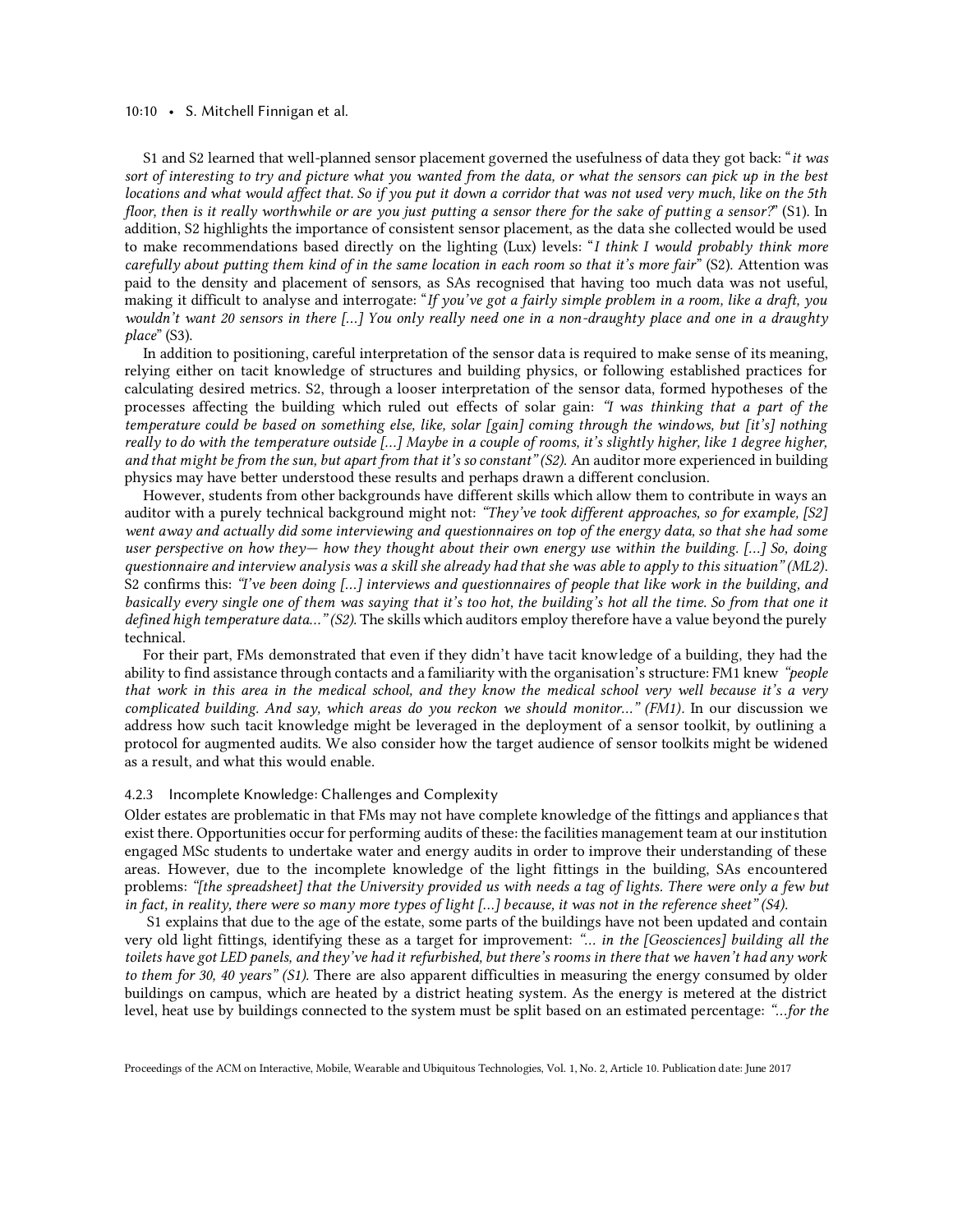S1 and S2 learned that well-planned sensor placement governed the usefulness of data they got back: "*it was sort of interesting to try and picture what you wanted from the data, or what the sensors can pick up in the best locations and what would affect that. So if you put it down a corridor that was not used very much, like on the 5th floor, then is it really worthwhile or are you just putting a sensor there for the sake of putting a sensor?*" (S1). In addition, S2 highlights the importance of consistent sensor placement, as the data she collected would be used to make recommendations based directly on the lighting (Lux) levels: "*I think I would probably think more carefully about putting them kind of in the same location in each room so that it's more fair*" (S2). Attention was paid to the density and placement of sensors, as SAs recognised that having too much data was not useful, making it difficult to analyse and interrogate: "*If you've got a fairly simple problem in a room, like a draft, you wouldn't want 20 sensors in there [...] You only really need one in a non-draughty place and one in a draughty place*" (S3).

In addition to positioning, careful interpretation of the sensor data is required to make sense of its meaning, relying either on tacit knowledge of structures and building physics, or following established practices for calculating desired metrics. S2, through a looser interpretation of the sensor data, formed hypotheses of the processes affecting the building which ruled out effects of solar gain: *"I was thinking that a part of the temperature could be based on something else, like, solar [gain] coming through the windows, but [it's] nothing really to do with the temperature outside [...] Maybe in a couple of rooms, it's slightly higher, like 1 degree higher, and that might be from the sun, but apart from that it's so constant" (S2).* An auditor more experienced in building physics may have better understood these results and perhaps drawn a different conclusion.

However, students from other backgrounds have different skills which allow them to contribute in ways an auditor with a purely technical background might not: *"They've took different approaches, so for example, [S2] went away and actually did some interviewing and questionnaires on top of the energy data, so that she had some user perspective on how they— how they thought about their own energy use within the building. [...] So, doing questionnaire and interview analysis was a skill she already had that she was able to apply to this situation" (ML2).* S2 confirms this: *"I've been doing [...] interviews and questionnaires of people that like work in the building, and basically every single one of them was saying that it's too hot, the building's hot all the time. So from that one it defined high temperature data..." (S2).* The skills which auditors employ therefore have a value beyond the purely technical.

For their part, FMs demonstrated that even if they didn't have tacit knowledge of a building, they had the ability to find assistance through contacts and a familiarity with the organisation's structure: FM1 knew *"people that work in this area in the medical school, and they know the medical school very well because it's a very complicated building. And say, which areas do you reckon we should monitor..." (FM1).* In our discussion we address how such tacit knowledge might be leveraged in the deployment of a sensor toolkit, by outlining a protocol for augmented audits. We also consider how the target audience of sensor toolkits might be widened as a result, and what this would enable.

#### 4.2.3 Incomplete Knowledge: Challenges and Complexity

Older estates are problematic in that FMs may not have complete knowledge of the fittings and appliances that exist there. Opportunities occur for performing audits of these: the facilities management team at our institution engaged MSc students to undertake water and energy audits in order to improve their understanding of these areas. However, due to the incomplete knowledge of the light fittings in the building, SAs encountered problems: *"[the spreadsheet] that the University provided us with needs a tag of lights. There were only a few but in fact, in reality, there were so many more types of light [...] because, it was not in the reference sheet" (S4).*

S1 explains that due to the age of the estate, some parts of the buildings have not been updated and contain very old light fittings, identifying these as a target for improvement: *"... in the [Geosciences] building all the toilets have got LED panels, and they've had it refurbished, but there's rooms in there that we haven't had any work to them for 30, 40 years" (S1).* There are also apparent difficulties in measuring the energy consumed by older buildings on campus, which are heated by a district heating system. As the energy is metered at the district level, heat use by buildings connected to the system must be split based on an estimated percentage: *"...for the*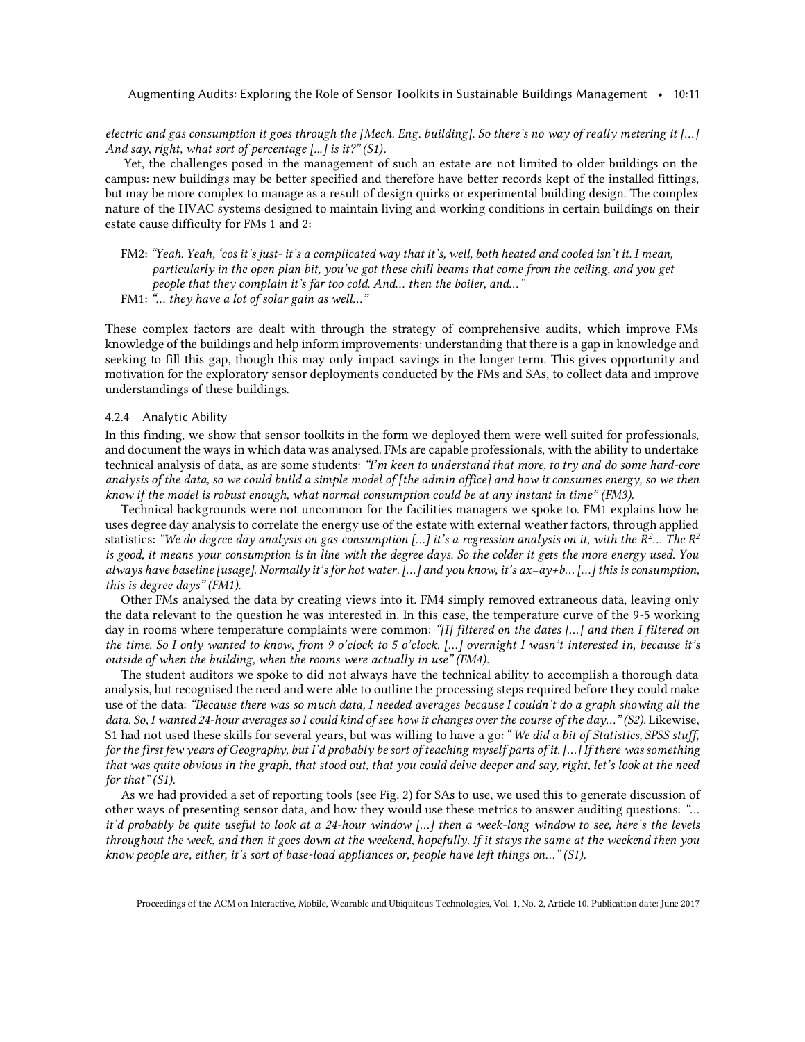*electric and gas consumption it goes through the [Mech. Eng. building]. So there's no way of really metering it [...] And say, right, what sort of percentage [...] is it?" (S1).*

Yet, the challenges posed in the management of such an estate are not limited to older buildings on the campus: new buildings may be better specified and therefore have better records kept of the installed fittings, but may be more complex to manage as a result of design quirks or experimental building design. The complex nature of the HVAC systems designed to maintain living and working conditions in certain buildings on their estate cause difficulty for FMs 1 and 2:

FM2: *"Yeah. Yeah, 'cos it's just- it's a complicated way that it's, well, both heated and cooled isn't it. I mean, particularly in the open plan bit, you've got these chill beams that come from the ceiling, and you get people that they complain it's far too cold. And… then the boiler, and…"*
FM1: *"… they have a lot of solar gain as well…"*

These complex factors are dealt with through the strategy of comprehensive audits, which improve FMs knowledge of the buildings and help inform improvements: understanding that there is a gap in knowledge and seeking to fill this gap, though this may only impact savings in the longer term. This gives opportunity and motivation for the exploratory sensor deployments conducted by the FMs and SAs, to collect data and improve understandings of these buildings.

#### 4.2.4 Analytic Ability

In this finding, we show that sensor toolkits in the form we deployed them were well suited for professionals, and document the ways in which data was analysed. FMs are capable professionals, with the ability to undertake technical analysis of data, as are some students: *"I'm keen to understand that more, to try and do some hard-core analysis of the data, so we could build a simple model of [the admin office] and how it consumes energy, so we then know if the model is robust enough, what normal consumption could be at any instant in time" (FM3).*

Technical backgrounds were not uncommon for the facilities managers we spoke to. FM1 explains how he uses degree day analysis to correlate the energy use of the estate with external weather factors, through applied statistics: *"We do degree day analysis on gas consumption […] it's a regression analysis on it, with the $R^2$… The $R^2$ is good, it means your consumption is in line with the degree days. So the colder it gets the more energy used. You always have baseline [usage]. Normally it's for hot water. […] and you know, it's ax=ay+b… […] this is consumption, this is degree days" (FM1).*

Other FMs analysed the data by creating views into it. FM4 simply removed extraneous data, leaving only the data relevant to the question he was interested in. In this case, the temperature curve of the 9-5 working day in rooms where temperature complaints were common: *"[I] filtered on the dates […] and then I filtered on the time. So I only wanted to know, from 9 o'clock to 5 o'clock. […] overnight I wasn't interested in, because it's outside of when the building, when the rooms were actually in use" (FM4).*

The student auditors we spoke to did not always have the technical ability to accomplish a thorough data analysis, but recognised the need and were able to outline the processing steps required before they could make use of the data: *"Because there was so much data, I needed averages because I couldn't do a graph showing all the data. So, I wanted 24-hour averages so I could kind of see how it changes over the course of the day…" (S2).* Likewise, S1 had not used these skills for several years, but was willing to have a go: "*We did a bit of Statistics, SPSS stuff, for the first few years of Geography, but I'd probably be sort of teaching myself parts of it. […] If there was something that was quite obvious in the graph, that stood out, that you could delve deeper and say, right, let's look at the need for that" (S1).*

As we had provided a set of reporting tools (see Fig. 2) for SAs to use, we used this to generate discussion of other ways of presenting sensor data, and how they would use these metrics to answer auditing questions: *"… it'd probably be quite useful to look at a 24-hour window […] then a week-long window to see, here's the levels throughout the week, and then it goes down at the weekend, hopefully. If it stays the same at the weekend then you know people are, either, it's sort of base-load appliances or, people have left things on…" (S1).*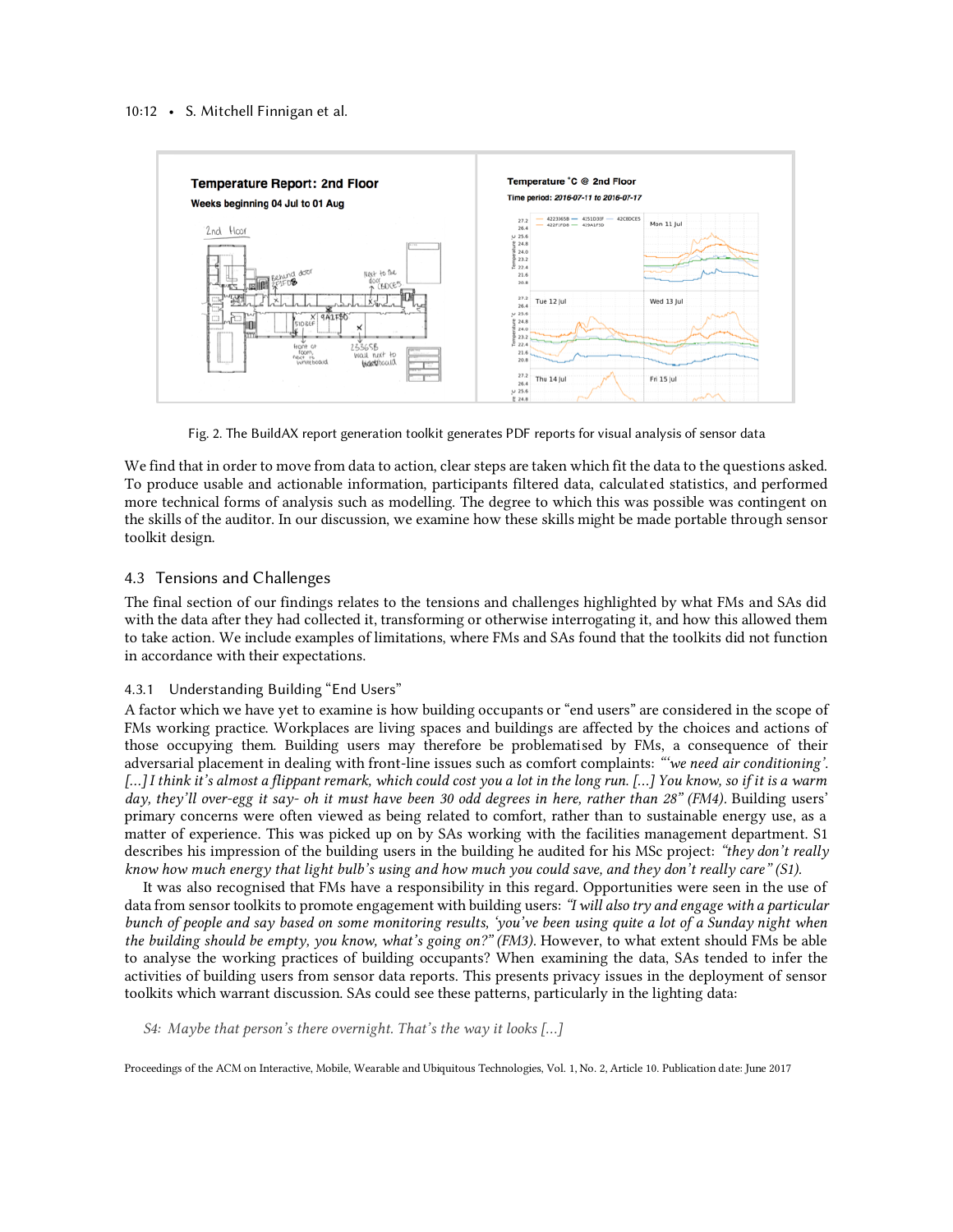Fig. 2. The BuildAX report generation toolkit generates PDF reports for visual analysis of sensor data

We find that in order to move from data to action, clear steps are taken which fit the data to the questions asked. To produce usable and actionable information, participants filtered data, calculated statistics, and performed more technical forms of analysis such as modelling. The degree to which this was possible was contingent on the skills of the auditor. In our discussion, we examine how these skills might be made portable through sensor toolkit design.

### 4.3 Tensions and Challenges

The final section of our findings relates to the tensions and challenges highlighted by what FMs and SAs did with the data after they had collected it, transforming or otherwise interrogating it, and how this allowed them to take action. We include examples of limitations, where FMs and SAs found that the toolkits did not function in accordance with their expectations.

#### 4.3.1 Understanding Building "End Users"

A factor which we have yet to examine is how building occupants or "end users" are considered in the scope of FMs working practice. Workplaces are living spaces and buildings are affected by the choices and actions of those occupying them. Building users may therefore be problematised by FMs, a consequence of their adversarial placement in dealing with front-line issues such as comfort complaints: *"'we need air conditioning'. [...] I think it's almost a flippant remark, which could cost you a lot in the long run. [...] You know, so if it is a warm day, they'll over-egg it say- oh it must have been 30 odd degrees in here, rather than 28" (FM4)*. Building users' primary concerns were often viewed as being related to comfort, rather than to sustainable energy use, as a matter of experience. This was picked up on by SAs working with the facilities management department. S1 describes his impression of the building users in the building he audited for his MSc project: *"they don't really know how much energy that light bulb's using and how much you could save, and they don't really care" (S1)*.

It was also recognised that FMs have a responsibility in this regard. Opportunities were seen in the use of data from sensor toolkits to promote engagement with building users: *"I will also try and engage with a particular bunch of people and say based on some monitoring results, 'you've been using quite a lot of a Sunday night when the building should be empty, you know, what's going on?" (FM3)*. However, to what extent should FMs be able to analyse the working practices of building occupants? When examining the data, SAs tended to infer the activities of building users from sensor data reports. This presents privacy issues in the deployment of sensor toolkits which warrant discussion. SAs could see these patterns, particularly in the lighting data:

> *S4: Maybe that person's there overnight. That's the way it looks [...]*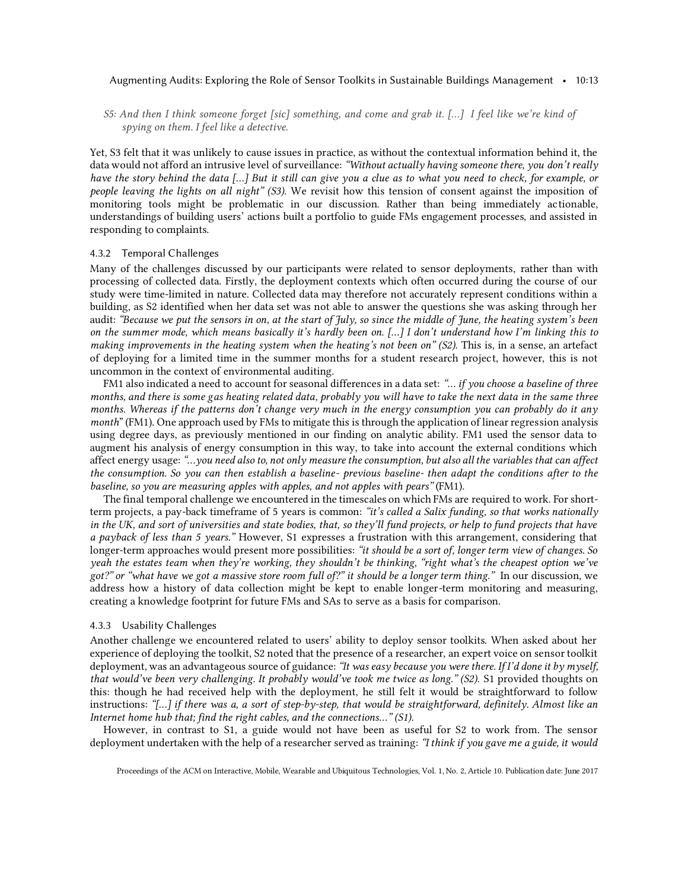*S5: And then I think someone forget [sic] something, and come and grab it. [...] I feel like we're kind of spying on them. I feel like a detective.*

Yet, S3 felt that it was unlikely to cause issues in practice, as without the contextual information behind it, the data would not afford an intrusive level of surveillance: *"Without actually having someone there, you don't really have the story behind the data [...] But it still can give you a clue as to what you need to check, for example, or people leaving the lights on all night" (S3).* We revisit how this tension of consent against the imposition of monitoring tools might be problematic in our discussion. Rather than being immediately actionable, understandings of building users' actions built a portfolio to guide FMs engagement processes, and assisted in responding to complaints.

#### 4.3.2 Temporal Challenges

Many of the challenges discussed by our participants were related to sensor deployments, rather than with processing of collected data. Firstly, the deployment contexts which often occurred during the course of our study were time-limited in nature. Collected data may therefore not accurately represent conditions within a building, as S2 identified when her data set was not able to answer the questions she was asking through her audit: *"Because we put the sensors in on, at the start of July, so since the middle of June, the heating system's been on the summer mode, which means basically it's hardly been on. [...] I don't understand how I'm linking this to making improvements in the heating system when the heating's not been on" (S2).* This is, in a sense, an artefact of deploying for a limited time in the summer months for a student research project, however, this is not uncommon in the context of environmental auditing.

FM1 also indicated a need to account for seasonal differences in a data set: *"... if you choose a baseline of three months, and there is some gas heating related data, probably you will have to take the next data in the same three months. Whereas if the patterns don't change very much in the energy consumption you can probably do it any month"* (FM1). One approach used by FMs to mitigate this is through the application of linear regression analysis using degree days, as previously mentioned in our finding on analytic ability. FM1 used the sensor data to augment his analysis of energy consumption in this way, to take into account the external conditions which affect energy usage: *"...you need also to, not only measure the consumption, but also all the variables that can affect the consumption. So you can then establish a baseline- previous baseline- then adapt the conditions after to the baseline, so you are measuring apples with apples, and not apples with pears"* (FM1).

The final temporal challenge we encountered in the timescales on which FMs are required to work. For short-term projects, a pay-back timeframe of 5 years is common: *"it's called a Salix funding, so that works nationally in the UK, and sort of universities and state bodies, that, so they'll fund projects, or help to fund projects that have a payback of less than 5 years."* However, S1 expresses a frustration with this arrangement, considering that longer-term approaches would present more possibilities: *"it should be a sort of, longer term view of changes. So yeah the estates team when they're working, they shouldn't be thinking, "right what's the cheapest option we've got?" or "what have we got a massive store room full of?" it should be a longer term thing."* In our discussion, we address how a history of data collection might be kept to enable longer-term monitoring and measuring, creating a knowledge footprint for future FMs and SAs to serve as a basis for comparison.

#### 4.3.3 Usability Challenges

Another challenge we encountered related to users' ability to deploy sensor toolkits. When asked about her experience of deploying the toolkit, S2 noted that the presence of a researcher, an expert voice on sensor toolkit deployment, was an advantageous source of guidance: *"It was easy because you were there. If I'd done it by myself, that would've been very challenging. It probably would've took me twice as long." (S2).* S1 provided thoughts on this: though he had received help with the deployment, he still felt it would be straightforward to follow instructions: *"[...] if there was a, a sort of step-by-step, that would be straightforward, definitely. Almost like an Internet home hub that; find the right cables, and the connections..." (S1).*

However, in contrast to S1, a guide would not have been as useful for S2 to work from. The sensor deployment undertaken with the help of a researcher served as training: *"I think if you gave me a guide, it would*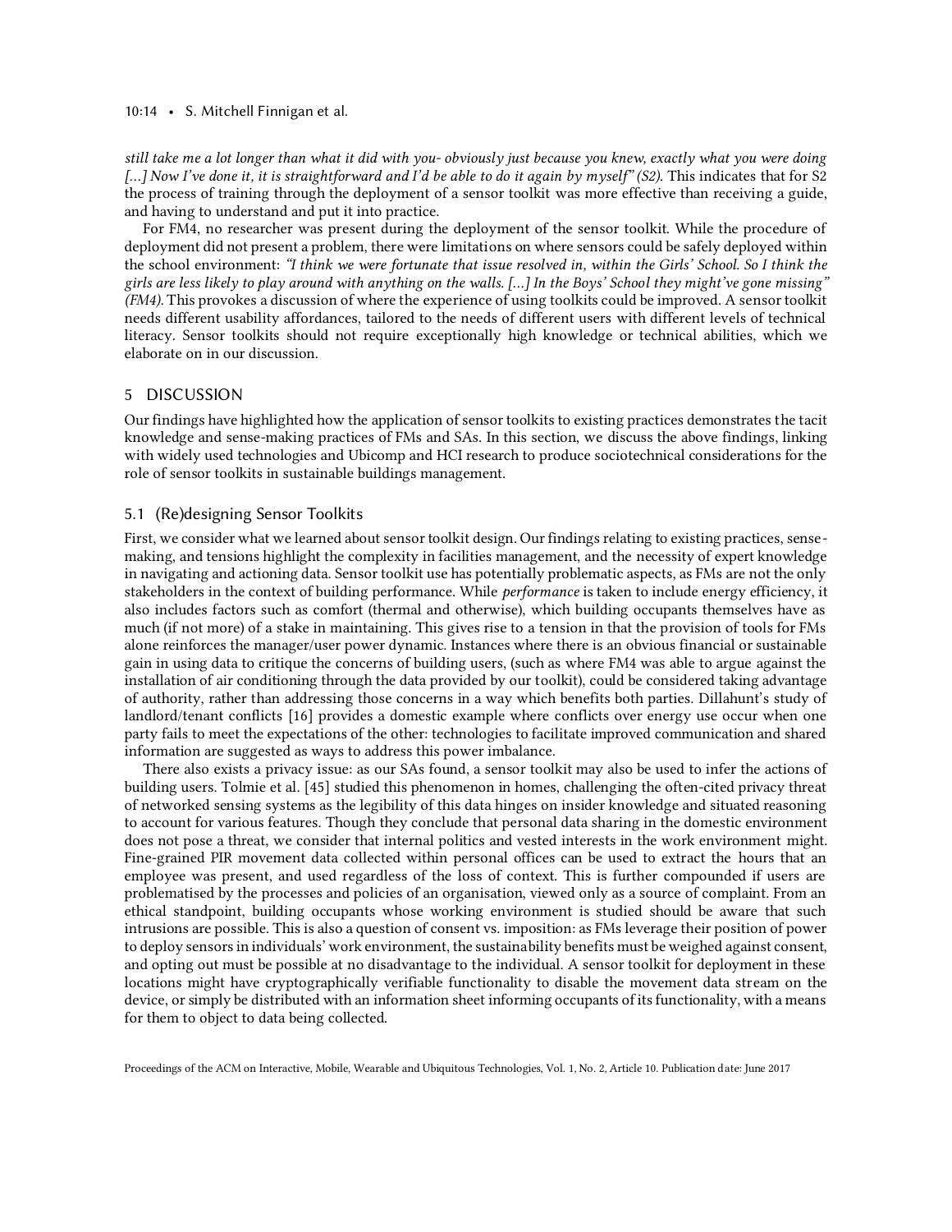*still take me a lot longer than what it did with you- obviously just because you knew, exactly what you were doing [...] Now I've done it, it is straightforward and I'd be able to do it again by myself" (S2).* This indicates that for S2 the process of training through the deployment of a sensor toolkit was more effective than receiving a guide, and having to understand and put it into practice.

For FM4, no researcher was present during the deployment of the sensor toolkit. While the procedure of deployment did not present a problem, there were limitations on where sensors could be safely deployed within the school environment: *"I think we were fortunate that issue resolved in, within the Girls' School. So I think the girls are less likely to play around with anything on the walls. [...] In the Boys' School they might've gone missing" (FM4).* This provokes a discussion of where the experience of using toolkits could be improved. A sensor toolkit needs different usability affordances, tailored to the needs of different users with different levels of technical literacy. Sensor toolkits should not require exceptionally high knowledge or technical abilities, which we elaborate on in our discussion.

## 5 DISCUSSION

Our findings have highlighted how the application of sensor toolkits to existing practices demonstrates the tacit knowledge and sense-making practices of FMs and SAs. In this section, we discuss the above findings, linking with widely used technologies and Ubicomp and HCI research to produce sociotechnical considerations for the role of sensor toolkits in sustainable buildings management.

### 5.1 (Re)designing Sensor Toolkits

First, we consider what we learned about sensor toolkit design. Our findings relating to existing practices, sense-making, and tensions highlight the complexity in facilities management, and the necessity of expert knowledge in navigating and actioning data. Sensor toolkit use has potentially problematic aspects, as FMs are not the only stakeholders in the context of building performance. While *performance* is taken to include energy efficiency, it also includes factors such as comfort (thermal and otherwise), which building occupants themselves have as much (if not more) of a stake in maintaining. This gives rise to a tension in that the provision of tools for FMs alone reinforces the manager/user power dynamic. Instances where there is an obvious financial or sustainable gain in using data to critique the concerns of building users, (such as where FM4 was able to argue against the installation of air conditioning through the data provided by our toolkit), could be considered taking advantage of authority, rather than addressing those concerns in a way which benefits both parties. Dillahunt's study of landlord/tenant conflicts [16] provides a domestic example where conflicts over energy use occur when one party fails to meet the expectations of the other: technologies to facilitate improved communication and shared information are suggested as ways to address this power imbalance.

There also exists a privacy issue: as our SAs found, a sensor toolkit may also be used to infer the actions of building users. Tolmie et al. [45] studied this phenomenon in homes, challenging the often-cited privacy threat of networked sensing systems as the legibility of this data hinges on insider knowledge and situated reasoning to account for various features. Though they conclude that personal data sharing in the domestic environment does not pose a threat, we consider that internal politics and vested interests in the work environment might. Fine-grained PIR movement data collected within personal offices can be used to extract the hours that an employee was present, and used regardless of the loss of context. This is further compounded if users are problematised by the processes and policies of an organisation, viewed only as a source of complaint. From an ethical standpoint, building occupants whose working environment is studied should be aware that such intrusions are possible. This is also a question of consent vs. imposition: as FMs leverage their position of power to deploy sensors in individuals' work environment, the sustainability benefits must be weighed against consent, and opting out must be possible at no disadvantage to the individual. A sensor toolkit for deployment in these locations might have cryptographically verifiable functionality to disable the movement data stream on the device, or simply be distributed with an information sheet informing occupants of its functionality, with a means for them to object to data being collected.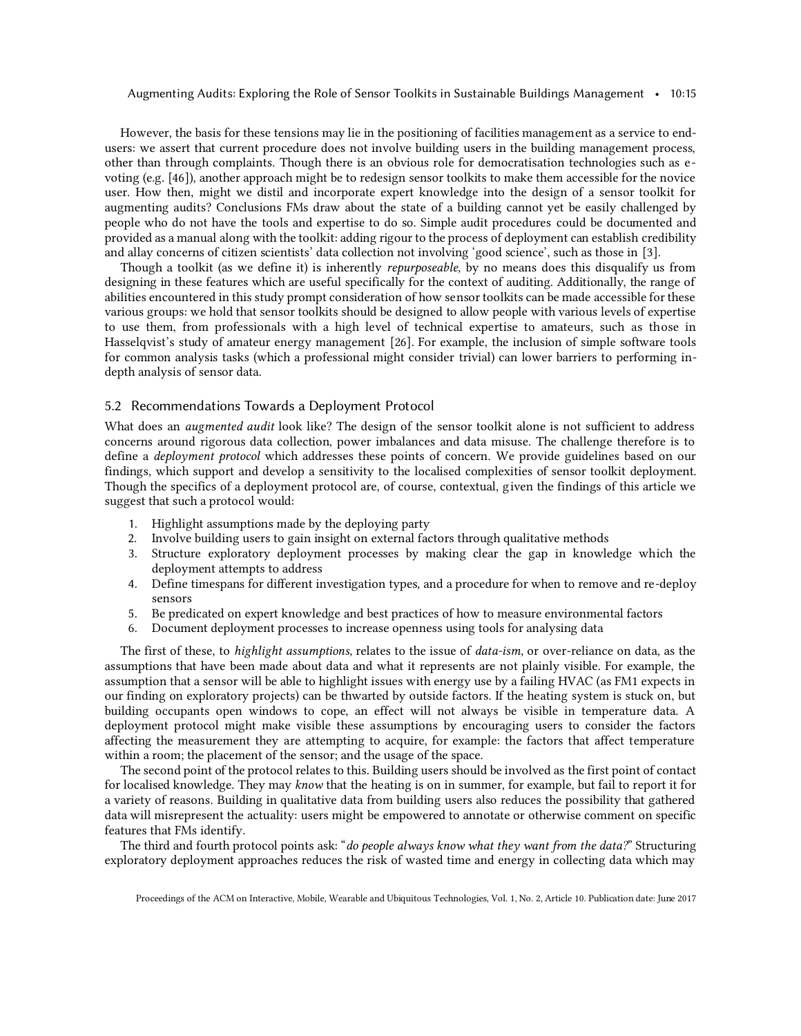However, the basis for these tensions may lie in the positioning of facilities management as a service to end-users: we assert that current procedure does not involve building users in the building management process, other than through complaints. Though there is an obvious role for democratisation technologies such as e-voting (e.g. [46]), another approach might be to redesign sensor toolkits to make them accessible for the novice user. How then, might we distil and incorporate expert knowledge into the design of a sensor toolkit for augmenting audits? Conclusions FMs draw about the state of a building cannot yet be easily challenged by people who do not have the tools and expertise to do so. Simple audit procedures could be documented and provided as a manual along with the toolkit: adding rigour to the process of deployment can establish credibility and allay concerns of citizen scientists' data collection not involving 'good science', such as those in [3].

Though a toolkit (as we define it) is inherently *repurposeable,* by no means does this disqualify us from designing in these features which are useful specifically for the context of auditing. Additionally, the range of abilities encountered in this study prompt consideration of how sensor toolkits can be made accessible for these various groups: we hold that sensor toolkits should be designed to allow people with various levels of expertise to use them, from professionals with a high level of technical expertise to amateurs, such as those in Hasselqvist's study of amateur energy management [26]. For example, the inclusion of simple software tools for common analysis tasks (which a professional might consider trivial) can lower barriers to performing in-depth analysis of sensor data.

## 5.2 Recommendations Towards a Deployment Protocol

What does an *augmented audit* look like? The design of the sensor toolkit alone is not sufficient to address concerns around rigorous data collection, power imbalances and data misuse. The challenge therefore is to define a *deployment protocol* which addresses these points of concern. We provide guidelines based on our findings, which support and develop a sensitivity to the localised complexities of sensor toolkit deployment. Though the specifics of a deployment protocol are, of course, contextual, given the findings of this article we suggest that such a protocol would:

1. Highlight assumptions made by the deploying party
2. Involve building users to gain insight on external factors through qualitative methods
3. Structure exploratory deployment processes by making clear the gap in knowledge which the deployment attempts to address
4. Define timespans for different investigation types, and a procedure for when to remove and re-deploy sensors
5. Be predicated on expert knowledge and best practices of how to measure environmental factors
6. Document deployment processes to increase openness using tools for analysing data

The first of these, to *highlight assumptions,* relates to the issue of *data-ism,* or over-reliance on data, as the assumptions that have been made about data and what it represents are not plainly visible. For example, the assumption that a sensor will be able to highlight issues with energy use by a failing HVAC (as FM1 expects in our finding on exploratory projects) can be thwarted by outside factors. If the heating system is stuck on, but building occupants open windows to cope, an effect will not always be visible in temperature data. A deployment protocol might make visible these assumptions by encouraging users to consider the factors affecting the measurement they are attempting to acquire, for example: the factors that affect temperature within a room; the placement of the sensor; and the usage of the space.

The second point of the protocol relates to this. Building users should be involved as the first point of contact for localised knowledge. They may *know* that the heating is on in summer, for example, but fail to report it for a variety of reasons. Building in qualitative data from building users also reduces the possibility that gathered data will misrepresent the actuality: users might be empowered to annotate or otherwise comment on specific features that FMs identify.

The third and fourth protocol points ask: "*do people always know what they want from the data?*" Structuring exploratory deployment approaches reduces the risk of wasted time and energy in collecting data which may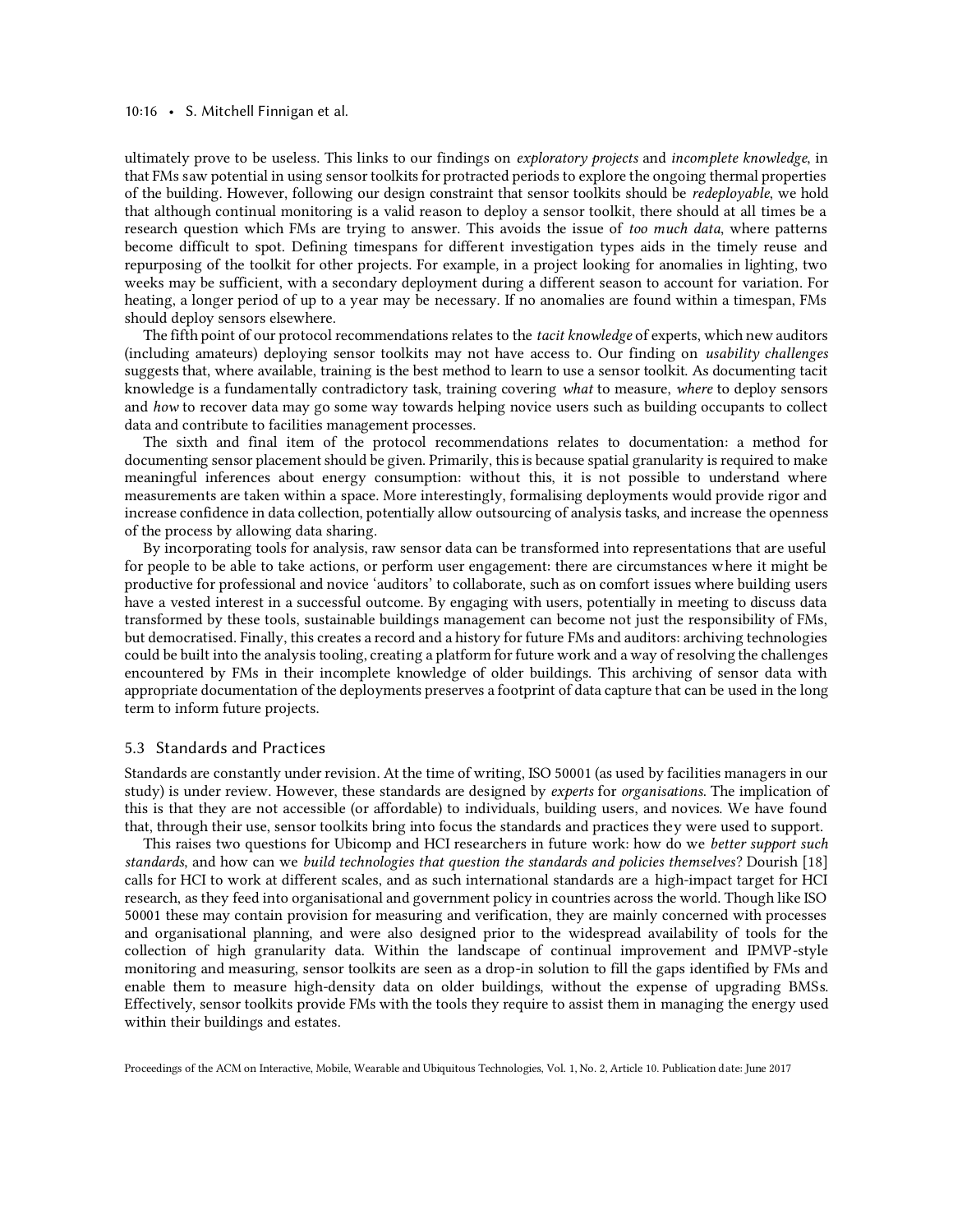ultimately prove to be useless. This links to our findings on *exploratory projects* and *incomplete knowledge*, in that FMs saw potential in using sensor toolkits for protracted periods to explore the ongoing thermal properties of the building. However, following our design constraint that sensor toolkits should be *redeployable*, we hold that although continual monitoring is a valid reason to deploy a sensor toolkit, there should at all times be a research question which FMs are trying to answer. This avoids the issue of *too much data*, where patterns become difficult to spot. Defining timespans for different investigation types aids in the timely reuse and repurposing of the toolkit for other projects. For example, in a project looking for anomalies in lighting, two weeks may be sufficient, with a secondary deployment during a different season to account for variation. For heating, a longer period of up to a year may be necessary. If no anomalies are found within a timespan, FMs should deploy sensors elsewhere.

The fifth point of our protocol recommendations relates to the *tacit knowledge* of experts, which new auditors (including amateurs) deploying sensor toolkits may not have access to. Our finding on *usability challenges* suggests that, where available, training is the best method to learn to use a sensor toolkit. As documenting tacit knowledge is a fundamentally contradictory task, training covering *what* to measure, *where* to deploy sensors and *how* to recover data may go some way towards helping novice users such as building occupants to collect data and contribute to facilities management processes.

The sixth and final item of the protocol recommendations relates to documentation: a method for documenting sensor placement should be given. Primarily, this is because spatial granularity is required to make meaningful inferences about energy consumption: without this, it is not possible to understand where measurements are taken within a space. More interestingly, formalising deployments would provide rigor and increase confidence in data collection, potentially allow outsourcing of analysis tasks, and increase the openness of the process by allowing data sharing.

By incorporating tools for analysis, raw sensor data can be transformed into representations that are useful for people to be able to take actions, or perform user engagement: there are circumstances where it might be productive for professional and novice 'auditors' to collaborate, such as on comfort issues where building users have a vested interest in a successful outcome. By engaging with users, potentially in meeting to discuss data transformed by these tools, sustainable buildings management can become not just the responsibility of FMs, but democratised. Finally, this creates a record and a history for future FMs and auditors: archiving technologies could be built into the analysis tooling, creating a platform for future work and a way of resolving the challenges encountered by FMs in their incomplete knowledge of older buildings. This archiving of sensor data with appropriate documentation of the deployments preserves a footprint of data capture that can be used in the long term to inform future projects.

## 5.3 Standards and Practices

Standards are constantly under revision. At the time of writing, ISO 50001 (as used by facilities managers in our study) is under review. However, these standards are designed by *experts* for *organisations.* The implication of this is that they are not accessible (or affordable) to individuals, building users, and novices. We have found that, through their use, sensor toolkits bring into focus the standards and practices they were used to support.

This raises two questions for Ubicomp and HCI researchers in future work: how do we *better support such standards*, and how can we *build technologies that question the standards and policies themselves*? Dourish [18] calls for HCI to work at different scales, and as such international standards are a high-impact target for HCI research, as they feed into organisational and government policy in countries across the world. Though like ISO 50001 these may contain provision for measuring and verification, they are mainly concerned with processes and organisational planning, and were also designed prior to the widespread availability of tools for the collection of high granularity data. Within the landscape of continual improvement and IPMVP-style monitoring and measuring, sensor toolkits are seen as a drop-in solution to fill the gaps identified by FMs and enable them to measure high-density data on older buildings, without the expense of upgrading BMSs. Effectively, sensor toolkits provide FMs with the tools they require to assist them in managing the energy used within their buildings and estates.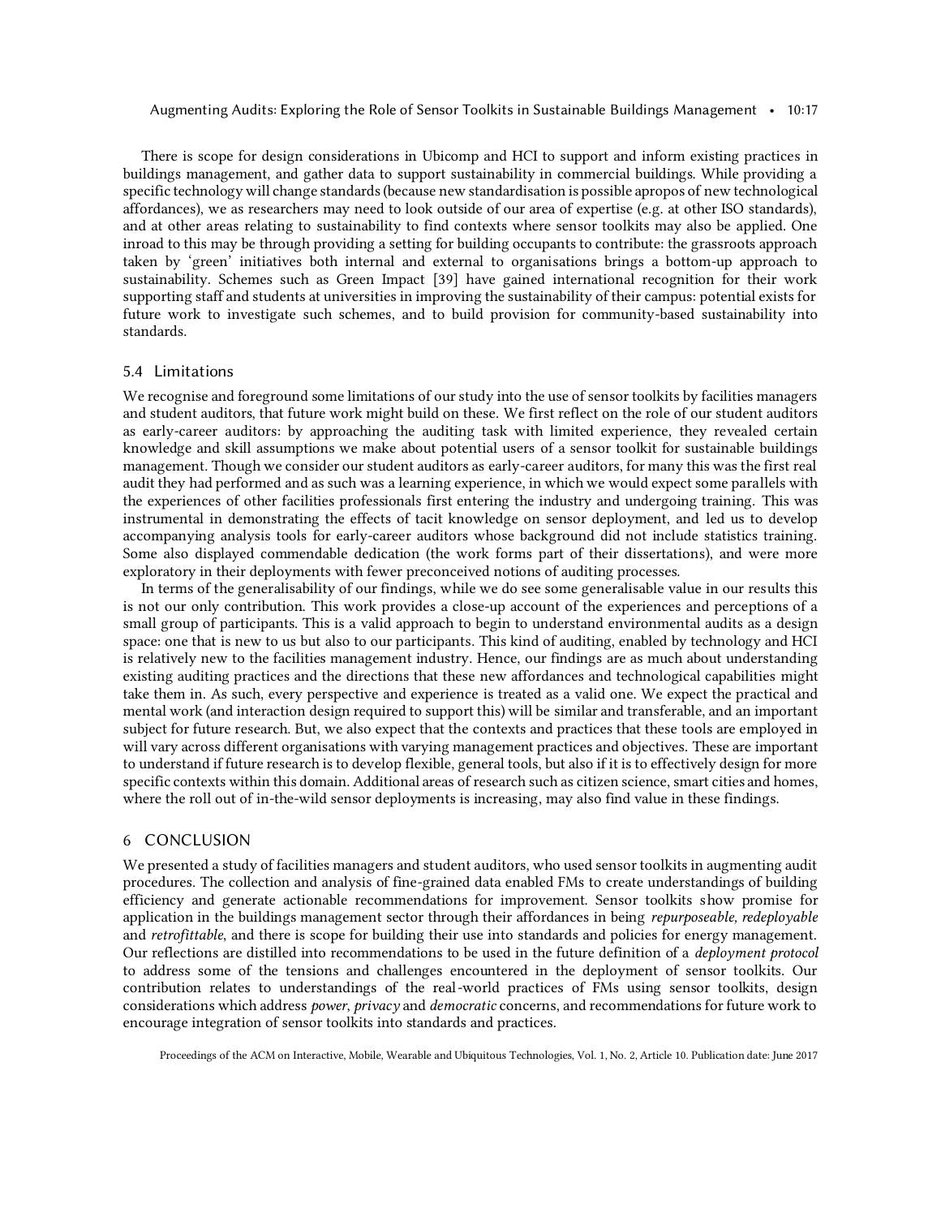There is scope for design considerations in Ubicomp and HCI to support and inform existing practices in buildings management, and gather data to support sustainability in commercial buildings. While providing a specific technology will change standards (because new standardisation is possible apropos of new technological affordances), we as researchers may need to look outside of our area of expertise (e.g. at other ISO standards), and at other areas relating to sustainability to find contexts where sensor toolkits may also be applied. One inroad to this may be through providing a setting for building occupants to contribute: the grassroots approach taken by 'green' initiatives both internal and external to organisations brings a bottom-up approach to sustainability. Schemes such as Green Impact [39] have gained international recognition for their work supporting staff and students at universities in improving the sustainability of their campus: potential exists for future work to investigate such schemes, and to build provision for community-based sustainability into standards.

### 5.4 Limitations

We recognise and foreground some limitations of our study into the use of sensor toolkits by facilities managers and student auditors, that future work might build on these. We first reflect on the role of our student auditors as early-career auditors: by approaching the auditing task with limited experience, they revealed certain knowledge and skill assumptions we make about potential users of a sensor toolkit for sustainable buildings management. Though we consider our student auditors as early-career auditors, for many this was the first real audit they had performed and as such was a learning experience, in which we would expect some parallels with the experiences of other facilities professionals first entering the industry and undergoing training. This was instrumental in demonstrating the effects of tacit knowledge on sensor deployment, and led us to develop accompanying analysis tools for early-career auditors whose background did not include statistics training. Some also displayed commendable dedication (the work forms part of their dissertations), and were more exploratory in their deployments with fewer preconceived notions of auditing processes.

In terms of the generalisability of our findings, while we do see some generalisable value in our results this is not our only contribution. This work provides a close-up account of the experiences and perceptions of a small group of participants. This is a valid approach to begin to understand environmental audits as a design space: one that is new to us but also to our participants. This kind of auditing, enabled by technology and HCI is relatively new to the facilities management industry. Hence, our findings are as much about understanding existing auditing practices and the directions that these new affordances and technological capabilities might take them in. As such, every perspective and experience is treated as a valid one. We expect the practical and mental work (and interaction design required to support this) will be similar and transferable, and an important subject for future research. But, we also expect that the contexts and practices that these tools are employed in will vary across different organisations with varying management practices and objectives. These are important to understand if future research is to develop flexible, general tools, but also if it is to effectively design for more specific contexts within this domain. Additional areas of research such as citizen science, smart cities and homes, where the roll out of in-the-wild sensor deployments is increasing, may also find value in these findings.

## 6 CONCLUSION

We presented a study of facilities managers and student auditors, who used sensor toolkits in augmenting audit procedures. The collection and analysis of fine-grained data enabled FMs to create understandings of building efficiency and generate actionable recommendations for improvement. Sensor toolkits show promise for application in the buildings management sector through their affordances in being *repurposeable, redeployable* and *retrofittable*, and there is scope for building their use into standards and policies for energy management. Our reflections are distilled into recommendations to be used in the future definition of a *deployment protocol* to address some of the tensions and challenges encountered in the deployment of sensor toolkits. Our contribution relates to understandings of the real-world practices of FMs using sensor toolkits, design considerations which address *power*, *privacy* and *democratic* concerns, and recommendations for future work to encourage integration of sensor toolkits into standards and practices.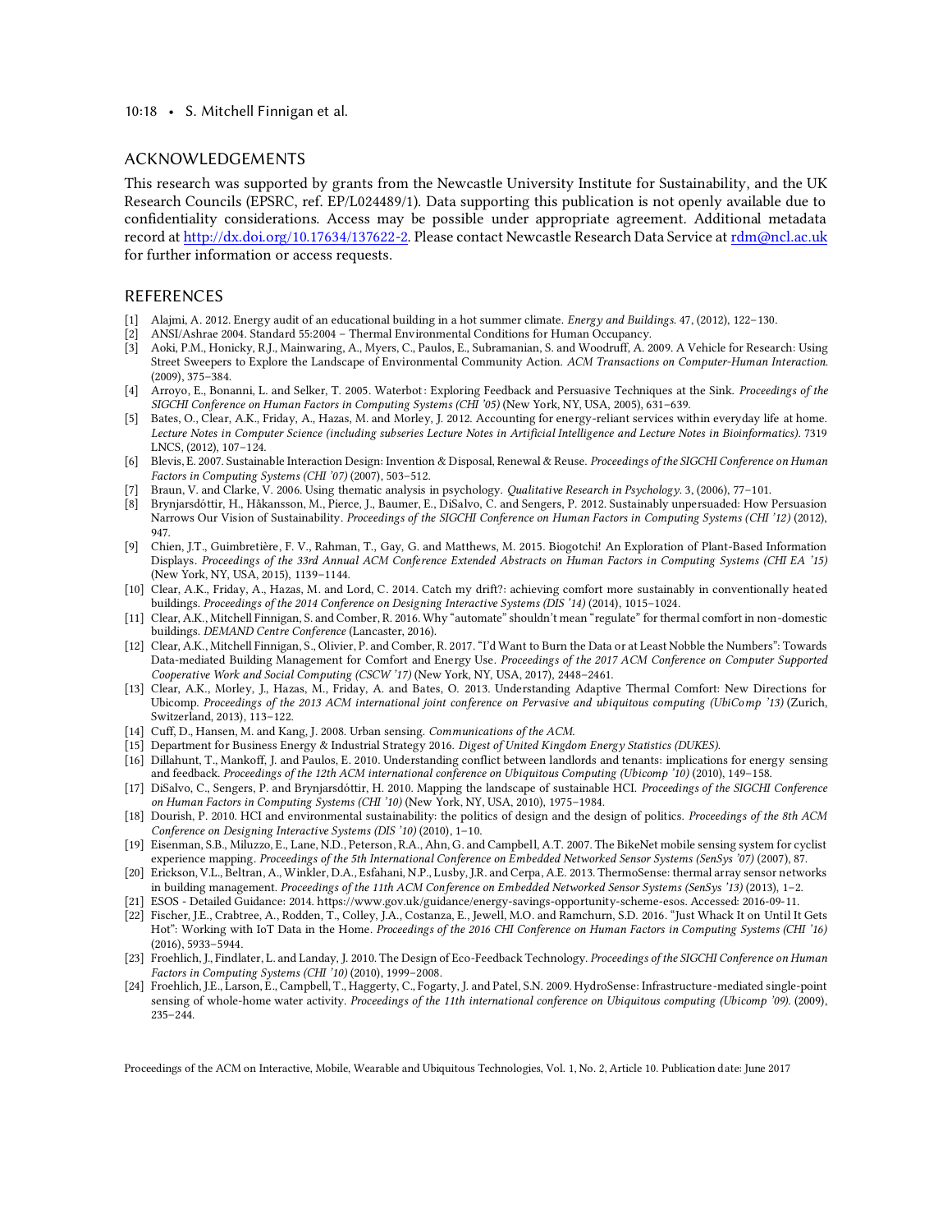## ACKNOWLEDGEMENTS

This research was supported by grants from the Newcastle University Institute for Sustainability, and the UK Research Councils (EPSRC, ref. EP/L024489/1). Data supporting this publication is not openly available due to confidentiality considerations. Access may be possible under appropriate agreement. Additional metadata record at http://dx.doi.org/10.17634/137622-2. Please contact Newcastle Research Data Service at rdm@ncl.ac.uk for further information or access requests.

## REFERENCES

[1] Alajmi, A. 2012. Energy audit of an educational building in a hot summer climate. *Energy and Buildings*. 47, (2012), 122–130.

[2] ANSI/Ashrae 2004. Standard 55:2004 – Thermal Environmental Conditions for Human Occupancy.

[3] Aoki, P.M., Honicky, R.J., Mainwaring, A., Myers, C., Paulos, E., Subramanian, S. and Woodruff, A. 2009. A Vehicle for Research: Using Street Sweepers to Explore the Landscape of Environmental Community Action. *ACM Transactions on Computer-Human Interaction*. (2009), 375–384.

[4] Arroyo, E., Bonanni, L. and Selker, T. 2005. Waterbot : Exploring Feedback and Persuasive Techniques at the Sink. *Proceedings of the SIGCHI Conference on Human Factors in Computing Systems (CHI '05)* (New York, NY, USA, 2005), 631–639.

[5] Bates, O., Clear, A.K., Friday, A., Hazas, M. and Morley, J. 2012. Accounting for energy-reliant services within everyday life at home. *Lecture Notes in Computer Science (including subseries Lecture Notes in Artificial Intelligence and Lecture Notes in Bioinformatics)*. 7319 LNCS, (2012), 107–124.

[6] Blevis, E. 2007. Sustainable Interaction Design: Invention & Disposal, Renewal & Reuse. *Proceedings of the SIGCHI Conference on Human Factors in Computing Systems (CHI '07)* (2007), 503–512.

[7] Braun, V. and Clarke, V. 2006. Using thematic analysis in psychology. *Qualitative Research in Psychology*. 3, (2006), 77–101.

[8] Brynjarsdóttir, H., Håkansson, M., Pierce, J., Baumer, E., DiSalvo, C. and Sengers, P. 2012. Sustainably unpersuaded: How Persuasion Narrows Our Vision of Sustainability. *Proceedings of the SIGCHI Conference on Human Factors in Computing Systems (CHI '12)* (2012), 947.

[9] Chien, J.T., Guimbretière, F. V., Rahman, T., Gay, G. and Matthews, M. 2015. Biogotchi! An Exploration of Plant-Based Information Displays. *Proceedings of the 33rd Annual ACM Conference Extended Abstracts on Human Factors in Computing Systems (CHI EA '15)* (New York, NY, USA, 2015), 1139–1144.

[10] Clear, A.K., Friday, A., Hazas, M. and Lord, C. 2014. Catch my drift?: achieving comfort more sustainably in conventionally heated buildings. *Proceedings of the 2014 Conference on Designing Interactive Systems (DIS '14)* (2014), 1015–1024.

[11] Clear, A.K., Mitchell Finnigan, S. and Comber, R. 2016. Why "automate" shouldn't mean "regulate" for thermal comfort in non-domestic buildings. *DEMAND Centre Conference* (Lancaster, 2016).

[12] Clear, A.K., Mitchell Finnigan, S., Olivier, P. and Comber, R. 2017. "I'd Want to Burn the Data or at Least Nobble the Numbers": Towards Data-mediated Building Management for Comfort and Energy Use. *Proceedings of the 2017 ACM Conference on Computer Supported Cooperative Work and Social Computing (CSCW '17)* (New York, NY, USA, 2017), 2448–2461.

[13] Clear, A.K., Morley, J., Hazas, M., Friday, A. and Bates, O. 2013. Understanding Adaptive Thermal Comfort: New Directions for Ubicomp. *Proceedings of the 2013 ACM international joint conference on Pervasive and ubiquitous computing (UbiComp '13)* (Zurich, Switzerland, 2013), 113–122.

[14] Cuff, D., Hansen, M. and Kang, J. 2008. Urban sensing. *Communications of the ACM*.

[15] Department for Business Energy & Industrial Strategy 2016. *Digest of United Kingdom Energy Statistics (DUKES)*.

[16] Dillahunt, T., Mankoff, J. and Paulos, E. 2010. Understanding conflict between landlords and tenants: implications for energy sensing and feedback. *Proceedings of the 12th ACM international conference on Ubiquitous Computing (Ubicomp '10)* (2010), 149–158.

[17] DiSalvo, C., Sengers, P. and Brynjarsdóttir, H. 2010. Mapping the landscape of sustainable HCI. *Proceedings of the SIGCHI Conference on Human Factors in Computing Systems (CHI '10)* (New York, NY, USA, 2010), 1975–1984.

[18] Dourish, P. 2010. HCI and environmental sustainability: the politics of design and the design of politics. *Proceedings of the 8th ACM Conference on Designing Interactive Systems (DIS '10)* (2010), 1–10.

[19] Eisenman, S.B., Miluzzo, E., Lane, N.D., Peterson, R.A., Ahn, G. and Campbell, A.T. 2007. The BikeNet mobile sensing system for cyclist experience mapping. *Proceedings of the 5th International Conference on Embedded Networked Sensor Systems (SenSys '07)* (2007), 87.

[20] Erickson, V.L., Beltran, A., Winkler, D.A., Esfahani, N.P., Lusby, J.R. and Cerpa, A.E. 2013. ThermoSense: thermal array sensor networks in building management. *Proceedings of the 11th ACM Conference on Embedded Networked Sensor Systems (SenSys '13)* (2013), 1–2.

[21] ESOS - Detailed Guidance: 2014. https://www.gov.uk/guidance/energy-savings-opportunity-scheme-esos. Accessed: 2016-09-11.

[22] Fischer, J.E., Crabtree, A., Rodden, T., Colley, J.A., Costanza, E., Jewell, M.O. and Ramchurn, S.D. 2016. "Just Whack It on Until It Gets Hot": Working with IoT Data in the Home. *Proceedings of the 2016 CHI Conference on Human Factors in Computing Systems (CHI '16)* (2016), 5933–5944.

[23] Froehlich, J., Findlater, L. and Landay, J. 2010. The Design of Eco-Feedback Technology. *Proceedings of the SIGCHI Conference on Human Factors in Computing Systems (CHI '10)* (2010), 1999–2008.

[24] Froehlich, J.E., Larson, E., Campbell, T., Haggerty, C., Fogarty, J. and Patel, S.N. 2009. HydroSense: Infrastructure-mediated single-point sensing of whole-home water activity. *Proceedings of the 11th international conference on Ubiquitous computing (Ubicomp '09)*. (2009), 235–244.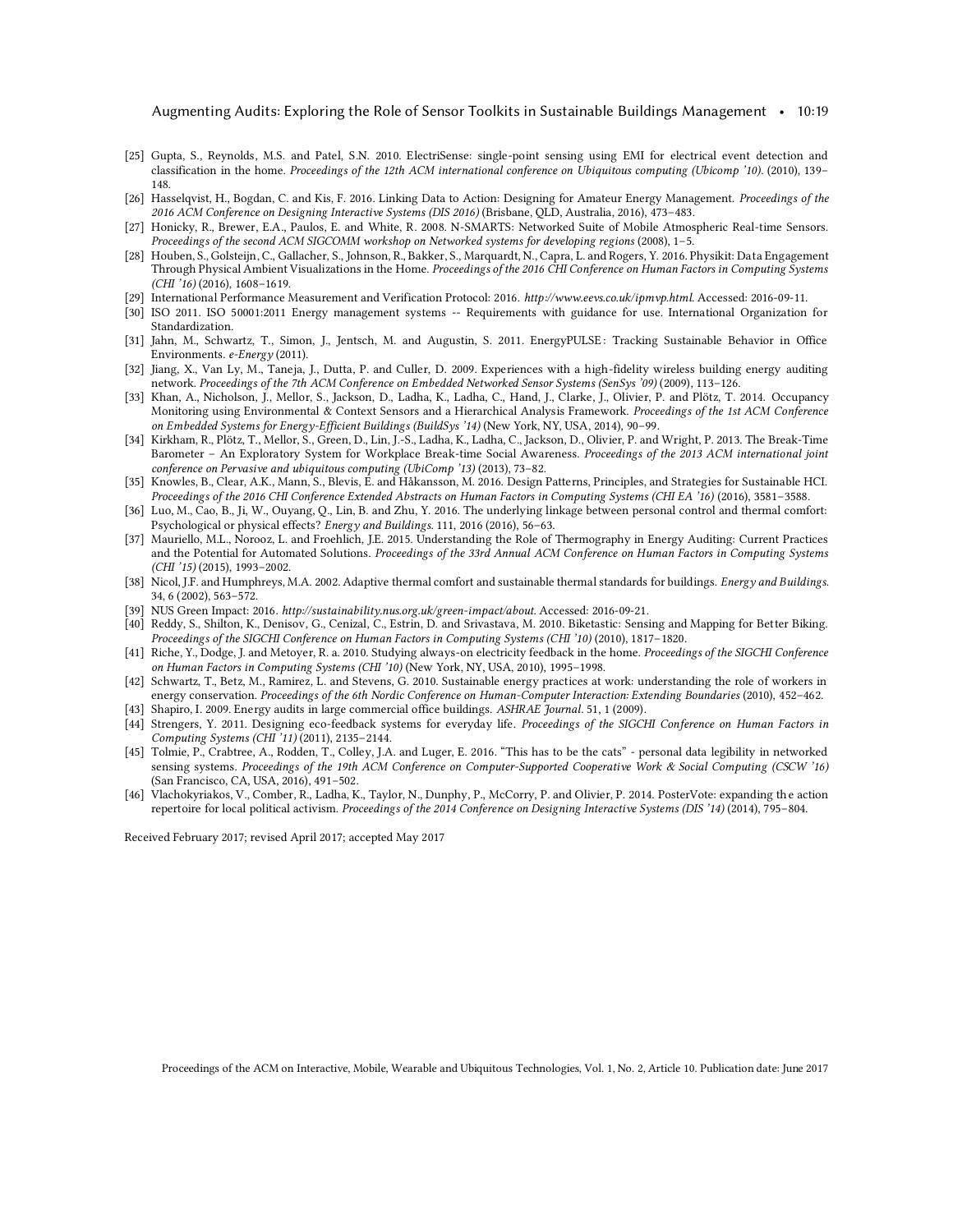[25] Gupta, S., Reynolds, M.S. and Patel, S.N. 2010. ElectriSense: single-point sensing using EMI for electrical event detection and classification in the home. *Proceedings of the 12th ACM international conference on Ubiquitous computing (Ubicomp '10)*. (2010), 139–148.

[26] Hasselqvist, H., Bogdan, C. and Kis, F. 2016. Linking Data to Action: Designing for Amateur Energy Management. *Proceedings of the 2016 ACM Conference on Designing Interactive Systems (DIS 2016)* (Brisbane, QLD, Australia, 2016), 473–483.

[27] Honicky, R., Brewer, E.A., Paulos, E. and White, R. 2008. N-SMARTS: Networked Suite of Mobile Atmospheric Real-time Sensors. *Proceedings of the second ACM SIGCOMM workshop on Networked systems for developing regions* (2008), 1–5.

[28] Houben, S., Golsteijn, C., Gallacher, S., Johnson, R., Bakker, S., Marquardt, N., Capra, L. and Rogers, Y. 2016. Physikit: Data Engagement Through Physical Ambient Visualizations in the Home. *Proceedings of the 2016 CHI Conference on Human Factors in Computing Systems (CHI '16)* (2016), 1608–1619.

[29] International Performance Measurement and Verification Protocol: 2016. *http://www.eevs.co.uk/ipmvp.html*. Accessed: 2016-09-11.

[30] ISO 2011. ISO 50001:2011 Energy management systems -- Requirements with guidance for use. International Organization for Standardization.

[31] Jahn, M., Schwartz, T., Simon, J., Jentsch, M. and Augustin, S. 2011. EnergyPULSE: Tracking Sustainable Behavior in Office Environments. *e-Energy* (2011).

[32] Jiang, X., Van Ly, M., Taneja, J., Dutta, P. and Culler, D. 2009. Experiences with a high-fidelity wireless building energy auditing network. *Proceedings of the 7th ACM Conference on Embedded Networked Sensor Systems (SenSys '09)* (2009), 113–126.

[33] Khan, A., Nicholson, J., Mellor, S., Jackson, D., Ladha, K., Ladha, C., Hand, J., Clarke, J., Olivier, P. and Plötz, T. 2014. Occupancy Monitoring using Environmental & Context Sensors and a Hierarchical Analysis Framework. *Proceedings of the 1st ACM Conference on Embedded Systems for Energy-Efficient Buildings (BuildSys '14)* (New York, NY, USA, 2014), 90–99.

[34] Kirkham, R., Plötz, T., Mellor, S., Green, D., Lin, J.-S., Ladha, K., Ladha, C., Jackson, D., Olivier, P. and Wright, P. 2013. The Break-Time Barometer – An Exploratory System for Workplace Break-time Social Awareness. *Proceedings of the 2013 ACM international joint conference on Pervasive and ubiquitous computing (UbiComp '13)* (2013), 73–82.

[35] Knowles, B., Clear, A.K., Mann, S., Blevis, E. and Håkansson, M. 2016. Design Patterns, Principles, and Strategies for Sustainable HCI. *Proceedings of the 2016 CHI Conference Extended Abstracts on Human Factors in Computing Systems (CHI EA '16)* (2016), 3581–3588.

[36] Luo, M., Cao, B., Ji, W., Ouyang, Q., Lin, B. and Zhu, Y. 2016. The underlying linkage between personal control and thermal comfort: Psychological or physical effects? *Energy and Buildings*. 111, 2016 (2016), 56–63.

[37] Mauriello, M.L., Norooz, L. and Froehlich, J.E. 2015. Understanding the Role of Thermography in Energy Auditing: Current Practices and the Potential for Automated Solutions. *Proceedings of the 33rd Annual ACM Conference on Human Factors in Computing Systems (CHI '15)* (2015), 1993–2002.

[38] Nicol, J.F. and Humphreys, M.A. 2002. Adaptive thermal comfort and sustainable thermal standards for buildings. *Energy and Buildings*. 34, 6 (2002), 563–572.

[39] NUS Green Impact: 2016. *http://sustainability.nus.org.uk/green-impact/about*. Accessed: 2016-09-21.

[40] Reddy, S., Shilton, K., Denisov, G., Cenizal, C., Estrin, D. and Srivastava, M. 2010. Biketastic: Sensing and Mapping for Better Biking. *Proceedings of the SIGCHI Conference on Human Factors in Computing Systems (CHI '10)* (2010), 1817–1820.

[41] Riche, Y., Dodge, J. and Metoyer, R. a. 2010. Studying always-on electricity feedback in the home. *Proceedings of the SIGCHI Conference on Human Factors in Computing Systems (CHI '10)* (New York, NY, USA, 2010), 1995–1998.

[42] Schwartz, T., Betz, M., Ramirez, L. and Stevens, G. 2010. Sustainable energy practices at work: understanding the role of workers in energy conservation. *Proceedings of the 6th Nordic Conference on Human-Computer Interaction: Extending Boundaries* (2010), 452–462.

[43] Shapiro, I. 2009. Energy audits in large commercial office buildings. *ASHRAE Journal*. 51, 1 (2009).

[44] Strengers, Y. 2011. Designing eco-feedback systems for everyday life. *Proceedings of the SIGCHI Conference on Human Factors in Computing Systems (CHI '11)* (2011), 2135–2144.

[45] Tolmie, P., Crabtree, A., Rodden, T., Colley, J.A. and Luger, E. 2016. "This has to be the cats" - personal data legibility in networked sensing systems. *Proceedings of the 19th ACM Conference on Computer-Supported Cooperative Work & Social Computing (CSCW '16)* (San Francisco, CA, USA, 2016), 491–502.

[46] Vlachokyriakos, V., Comber, R., Ladha, K., Taylor, N., Dunphy, P., McCorry, P. and Olivier, P. 2014. PosterVote: expanding the action repertoire for local political activism. *Proceedings of the 2014 Conference on Designing Interactive Systems (DIS '14)* (2014), 795–804.

Received February 2017; revised April 2017; accepted May 2017